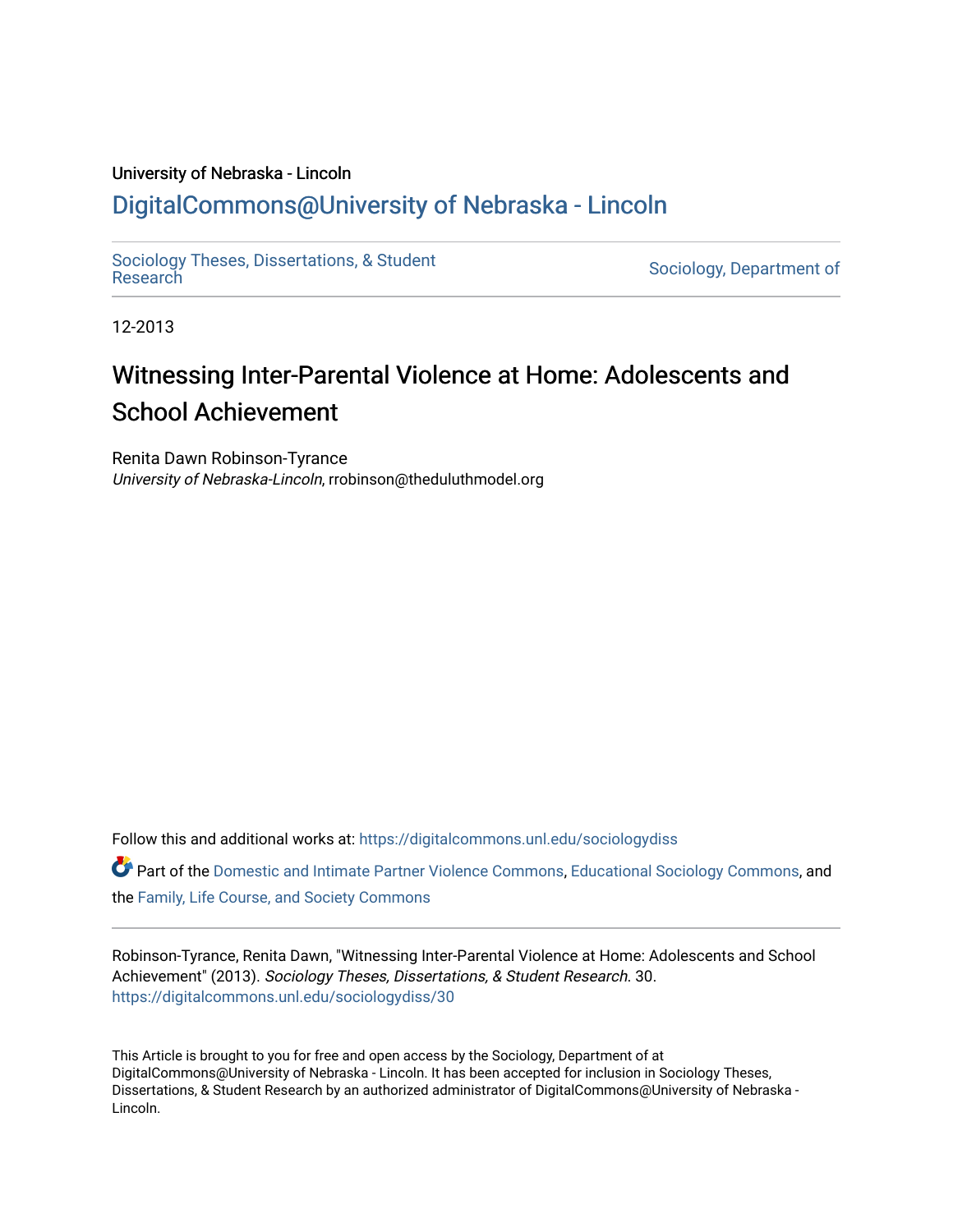University of Nebraska - Lincoln

# DigitalCommons@University of Nebraska - Lincoln

Sociology Theses, Dissertations, & Student Research

Sociology, Department of

12-2013

# Witnessing Inter-Parental Violence at Home: Adolescents and School Achievement

Renita Dawn Robinson-Tyrance
*University of Nebraska-Lincoln*, rrobinson@theduluthmodel.org

Follow this and additional works at: https://digitalcommons.unl.edu/sociologydiss

Part of the Domestic and Intimate Partner Violence Commons, Educational Sociology Commons, and the Family, Life Course, and Society Commons

Robinson-Tyrance, Renita Dawn, "Witnessing Inter-Parental Violence at Home: Adolescents and School Achievement" (2013). *Sociology Theses, Dissertations, & Student Research*. 30.
https://digitalcommons.unl.edu/sociologydiss/30

This Article is brought to you for free and open access by the Sociology, Department of at DigitalCommons@University of Nebraska - Lincoln. It has been accepted for inclusion in Sociology Theses, Dissertations, & Student Research by an authorized administrator of DigitalCommons@University of Nebraska - Lincoln.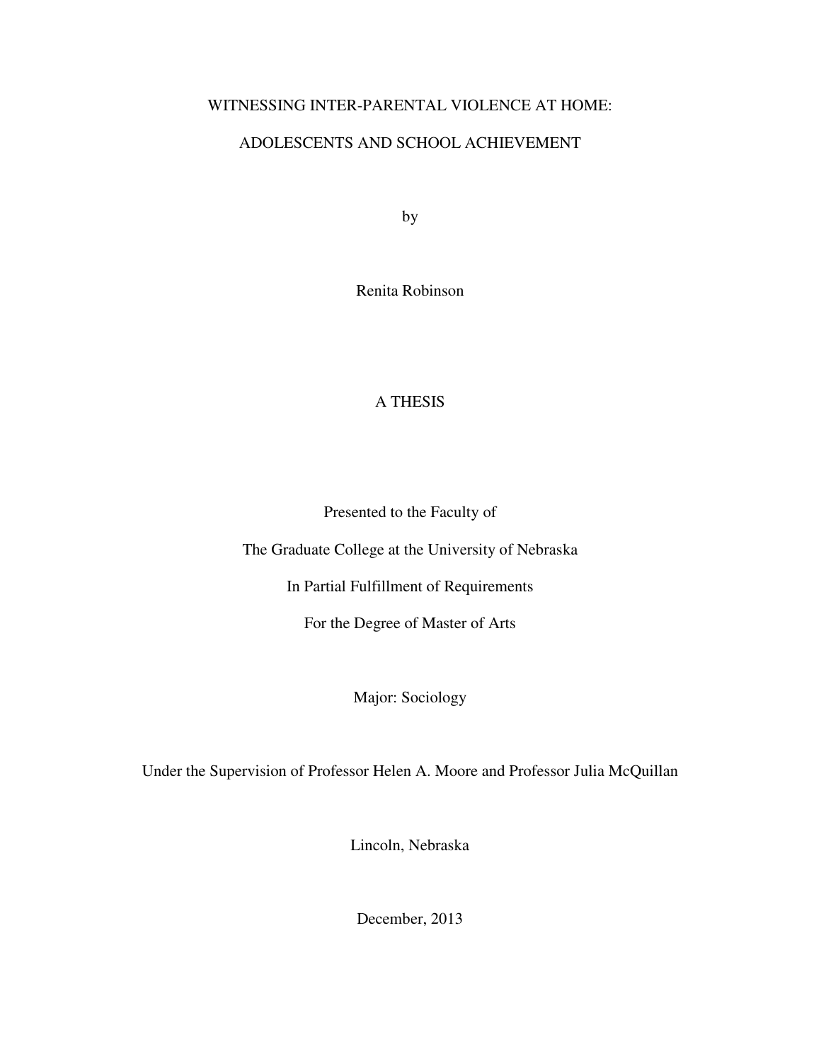# WITNESSING INTER-PARENTAL VIOLENCE AT HOME:

# ADOLESCENTS AND SCHOOL ACHIEVEMENT

by

Renita Robinson

A THESIS

Presented to the Faculty of

The Graduate College at the University of Nebraska

In Partial Fulfillment of Requirements

For the Degree of Master of Arts

Major: Sociology

Under the Supervision of Professor Helen A. Moore and Professor Julia McQuillan

Lincoln, Nebraska

December, 2013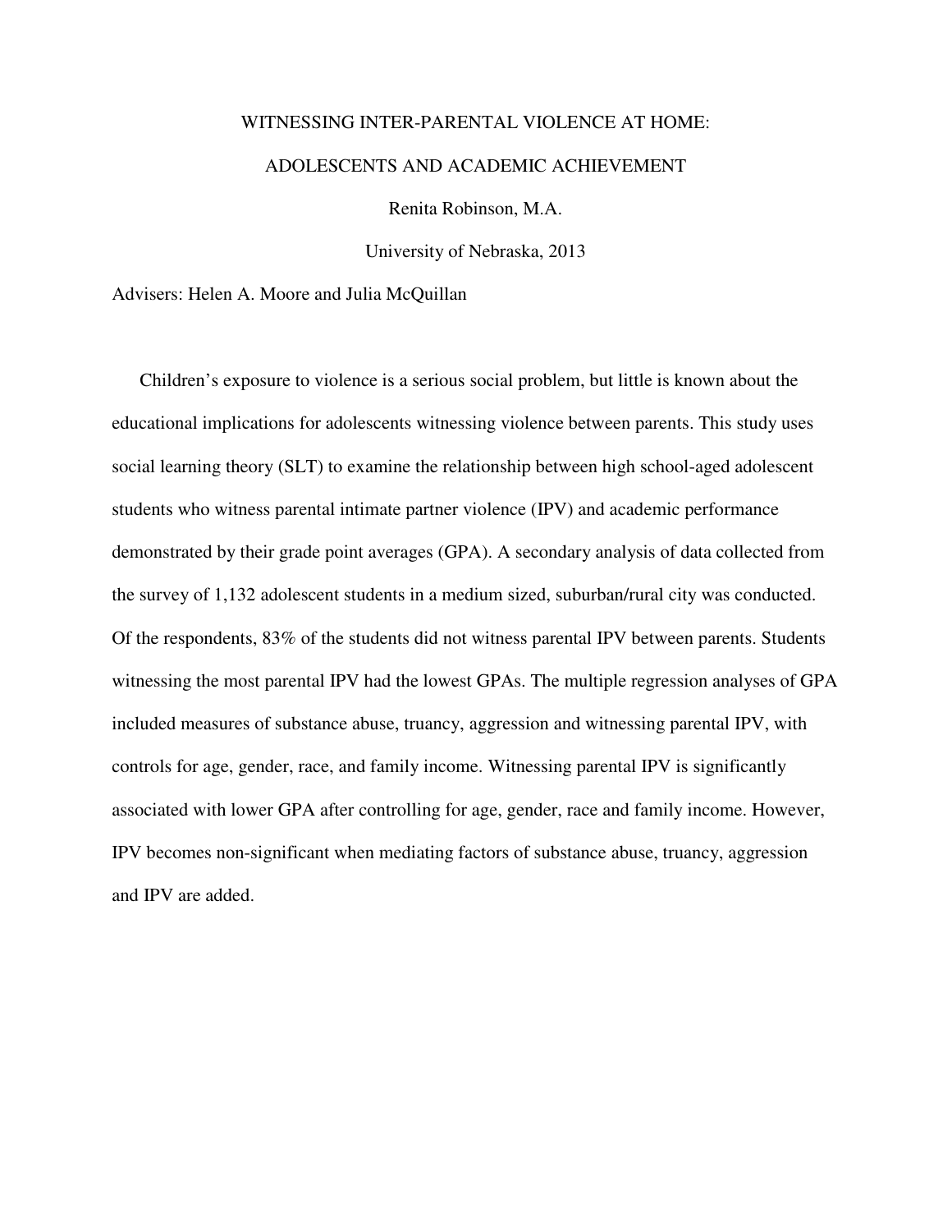WITNESSING INTER-PARENTAL VIOLENCE AT HOME:

ADOLESCENTS AND ACADEMIC ACHIEVEMENT

Renita Robinson, M.A.

University of Nebraska, 2013

Advisers: Helen A. Moore and Julia McQuillan

Children's exposure to violence is a serious social problem, but little is known about the educational implications for adolescents witnessing violence between parents. This study uses social learning theory (SLT) to examine the relationship between high school-aged adolescent students who witness parental intimate partner violence (IPV) and academic performance demonstrated by their grade point averages (GPA). A secondary analysis of data collected from the survey of 1,132 adolescent students in a medium sized, suburban/rural city was conducted. Of the respondents, 83% of the students did not witness parental IPV between parents. Students witnessing the most parental IPV had the lowest GPAs. The multiple regression analyses of GPA included measures of substance abuse, truancy, aggression and witnessing parental IPV, with controls for age, gender, race, and family income. Witnessing parental IPV is significantly associated with lower GPA after controlling for age, gender, race and family income. However, IPV becomes non-significant when mediating factors of substance abuse, truancy, aggression and IPV are added.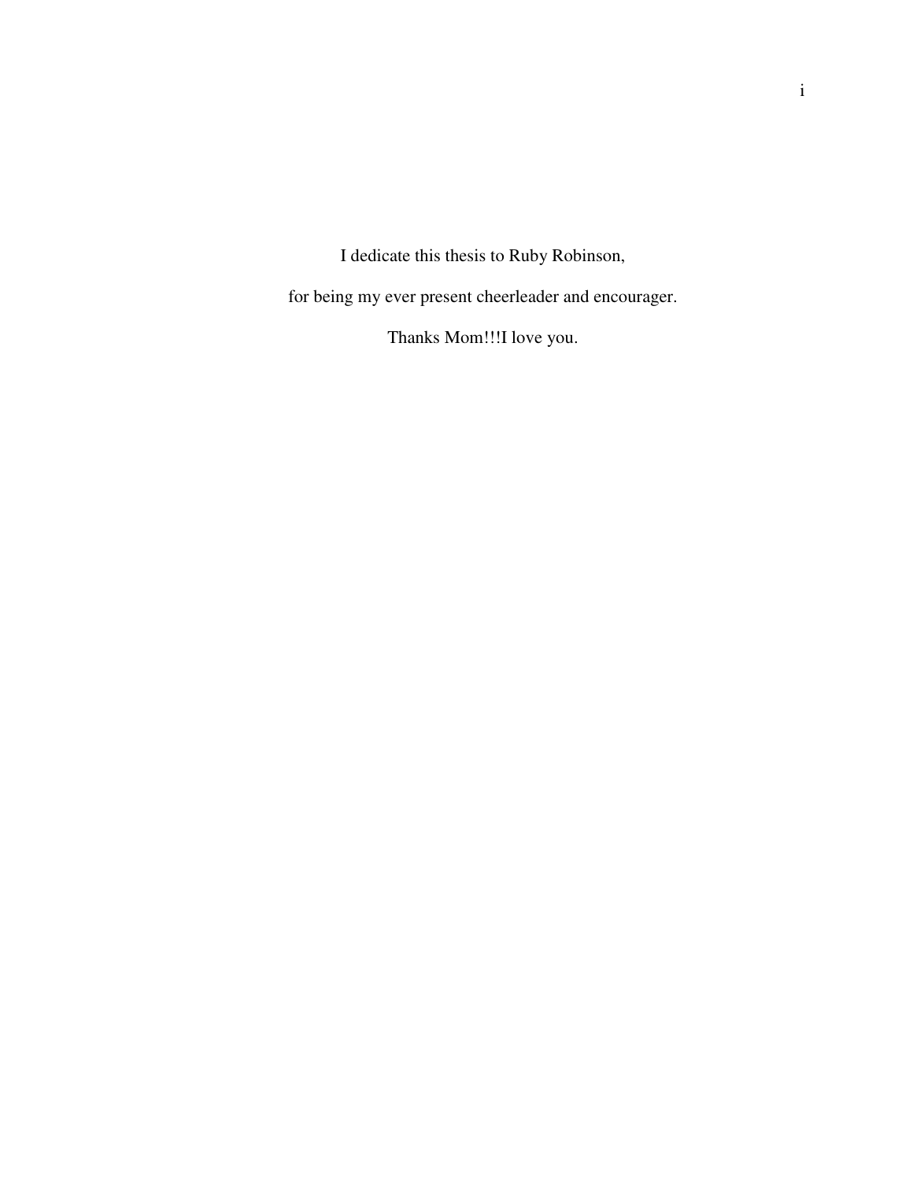I dedicate this thesis to Ruby Robinson,

for being my ever present cheerleader and encourager.

Thanks Mom!!!I love you.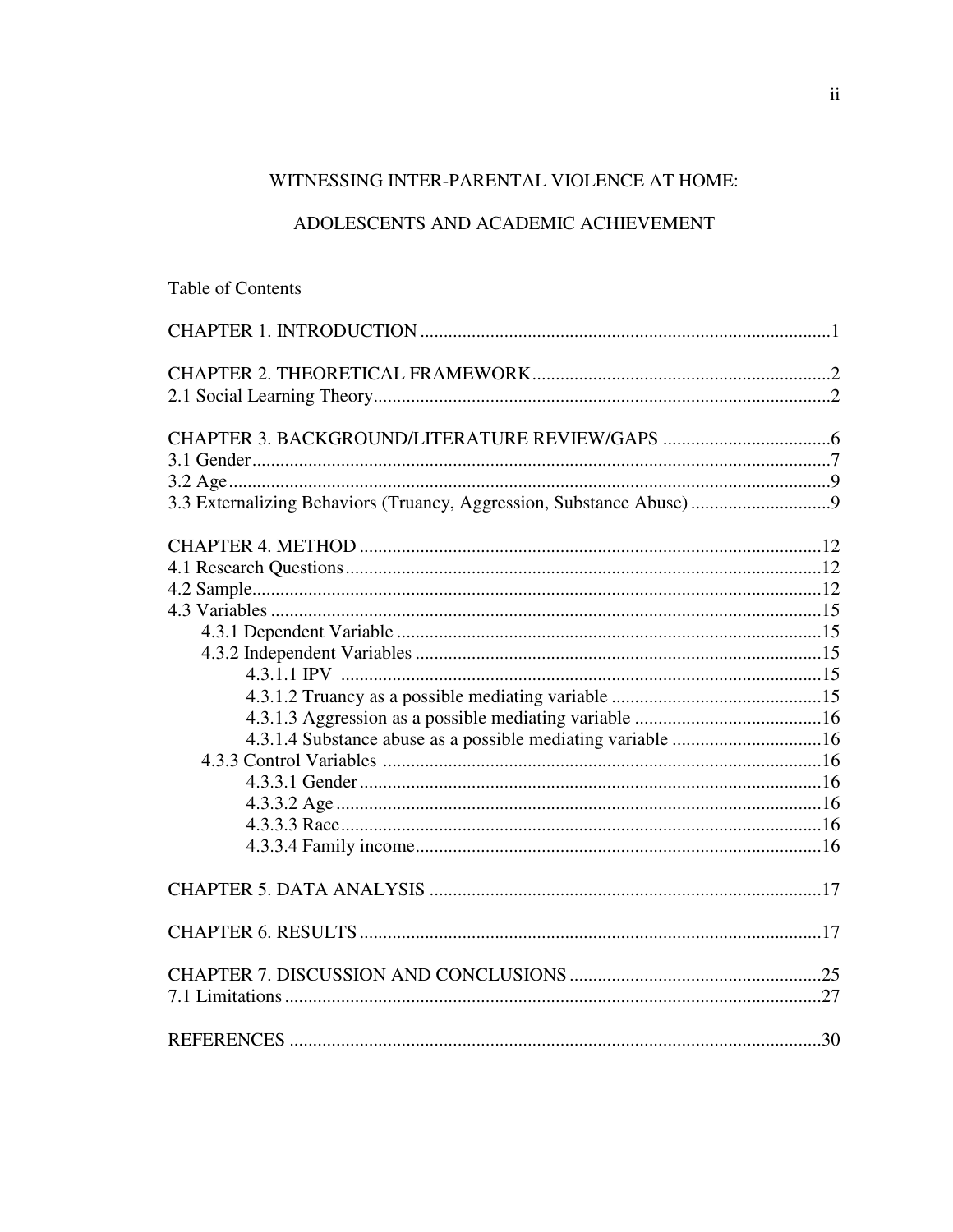WITNESSING INTER-PARENTAL VIOLENCE AT HOME:

ADOLESCENTS AND ACADEMIC ACHIEVEMENT

Table of Contents

CHAPTER 1. INTRODUCTION ....................................................................................... 1

CHAPTER 2. THEORETICAL FRAMEWORK ................................................................ 2
2.1 Social Learning Theory ................................................................................................ 2

CHAPTER 3. BACKGROUND/LITERATURE REVIEW/GAPS .................................... 6
3.1 Gender ........................................................................................................................... 7
3.2 Age ................................................................................................................................ 9
3.3 Externalizing Behaviors (Truancy, Aggression, Substance Abuse) .............................. 9

CHAPTER 4. METHOD .................................................................................................. 12
4.1 Research Questions ..................................................................................................... 12
4.2 Sample ......................................................................................................................... 12
4.3 Variables ..................................................................................................................... 15
    4.3.1 Dependent Variable ........................................................................................... 15
    4.3.2 Independent Variables ...................................................................................... 15
        4.3.1.1 IPV ....................................................................................................... 15
        4.3.1.2 Truancy as a possible mediating variable ............................................. 15
        4.3.1.3 Aggression as a possible mediating variable ........................................ 16
        4.3.1.4 Substance abuse as a possible mediating variable ................................ 16
    4.3.3 Control Variables .............................................................................................. 16
        4.3.3.1 Gender .................................................................................................. 16
        4.3.3.2 Age ....................................................................................................... 16
        4.3.3.3 Race ...................................................................................................... 16
        4.3.3.4 Family income ...................................................................................... 16

CHAPTER 5. DATA ANALYSIS .................................................................................... 17

CHAPTER 6. RESULTS .................................................................................................. 17

CHAPTER 7. DISCUSSION AND CONCLUSIONS ...................................................... 25
7.1 Limitations .................................................................................................................. 27

REFERENCES .................................................................................................................. 30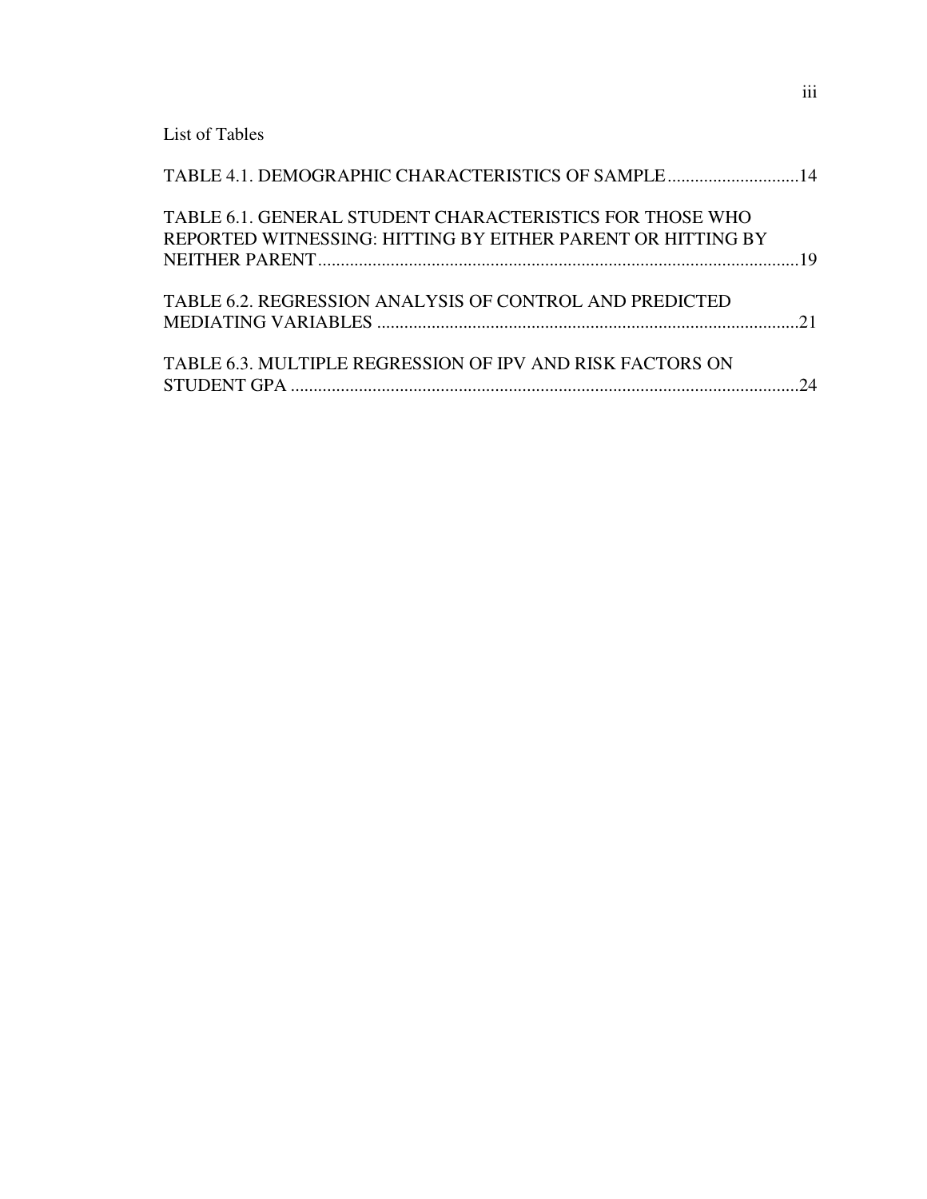## List of Tables

TABLE 4.1. DEMOGRAPHIC CHARACTERISTICS OF SAMPLE ............................14

TABLE 6.1. GENERAL STUDENT CHARACTERISTICS FOR THOSE WHO REPORTED WITNESSING: HITTING BY EITHER PARENT OR HITTING BY NEITHER PARENT ........................................................................................................19

TABLE 6.2. REGRESSION ANALYSIS OF CONTROL AND PREDICTED MEDIATING VARIABLES ............................................................................................21

TABLE 6.3. MULTIPLE REGRESSION OF IPV AND RISK FACTORS ON STUDENT GPA ................................................................................................................24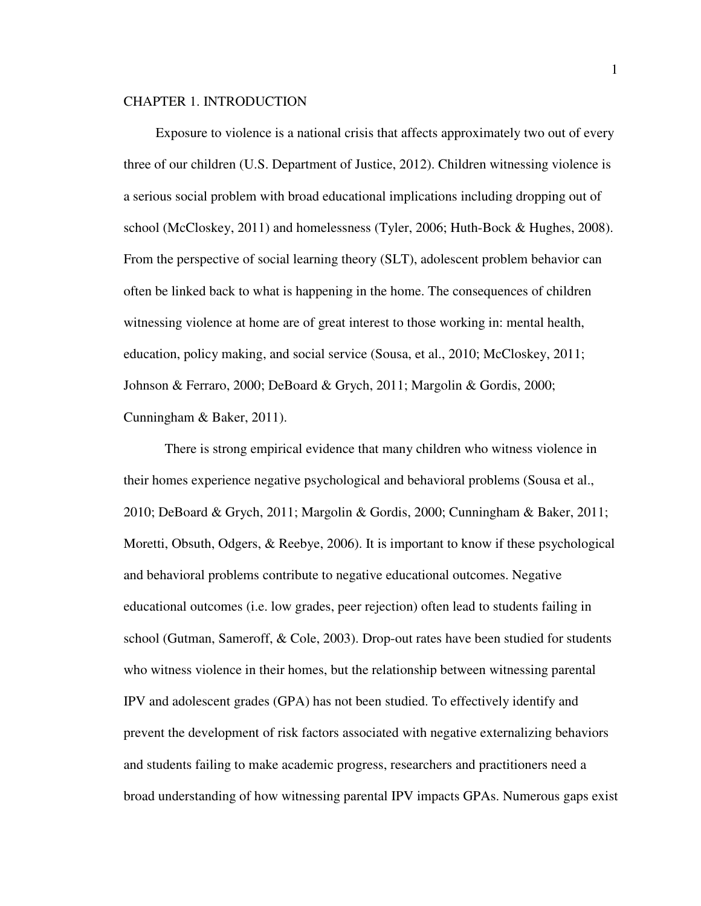# CHAPTER 1. INTRODUCTION

Exposure to violence is a national crisis that affects approximately two out of every three of our children (U.S. Department of Justice, 2012). Children witnessing violence is a serious social problem with broad educational implications including dropping out of school (McCloskey, 2011) and homelessness (Tyler, 2006; Huth-Bock & Hughes, 2008). From the perspective of social learning theory (SLT), adolescent problem behavior can often be linked back to what is happening in the home. The consequences of children witnessing violence at home are of great interest to those working in: mental health, education, policy making, and social service (Sousa, et al., 2010; McCloskey, 2011; Johnson & Ferraro, 2000; DeBoard & Grych, 2011; Margolin & Gordis, 2000; Cunningham & Baker, 2011).

There is strong empirical evidence that many children who witness violence in their homes experience negative psychological and behavioral problems (Sousa et al., 2010; DeBoard & Grych, 2011; Margolin & Gordis, 2000; Cunningham & Baker, 2011; Moretti, Obsuth, Odgers, & Reebye, 2006). It is important to know if these psychological and behavioral problems contribute to negative educational outcomes. Negative educational outcomes (i.e. low grades, peer rejection) often lead to students failing in school (Gutman, Sameroff, & Cole, 2003). Drop-out rates have been studied for students who witness violence in their homes, but the relationship between witnessing parental IPV and adolescent grades (GPA) has not been studied. To effectively identify and prevent the development of risk factors associated with negative externalizing behaviors and students failing to make academic progress, researchers and practitioners need a broad understanding of how witnessing parental IPV impacts GPAs. Numerous gaps exist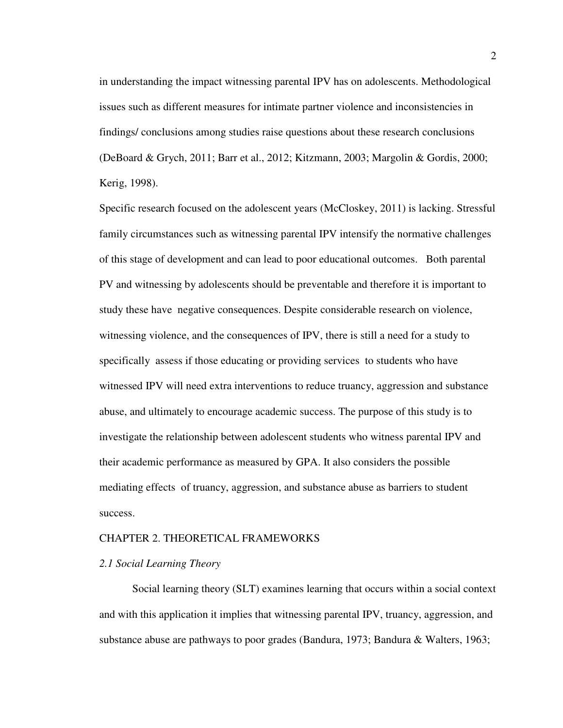in understanding the impact witnessing parental IPV has on adolescents. Methodological issues such as different measures for intimate partner violence and inconsistencies in findings/ conclusions among studies raise questions about these research conclusions (DeBoard & Grych, 2011; Barr et al., 2012; Kitzmann, 2003; Margolin & Gordis, 2000; Kerig, 1998).

Specific research focused on the adolescent years (McCloskey, 2011) is lacking. Stressful family circumstances such as witnessing parental IPV intensify the normative challenges of this stage of development and can lead to poor educational outcomes. Both parental PV and witnessing by adolescents should be preventable and therefore it is important to study these have negative consequences. Despite considerable research on violence, witnessing violence, and the consequences of IPV, there is still a need for a study to specifically assess if those educating or providing services to students who have witnessed IPV will need extra interventions to reduce truancy, aggression and substance abuse, and ultimately to encourage academic success. The purpose of this study is to investigate the relationship between adolescent students who witness parental IPV and their academic performance as measured by GPA. It also considers the possible mediating effects of truancy, aggression, and substance abuse as barriers to student success.

## CHAPTER 2. THEORETICAL FRAMEWORKS

### *2.1 Social Learning Theory*

Social learning theory (SLT) examines learning that occurs within a social context and with this application it implies that witnessing parental IPV, truancy, aggression, and substance abuse are pathways to poor grades (Bandura, 1973; Bandura & Walters, 1963;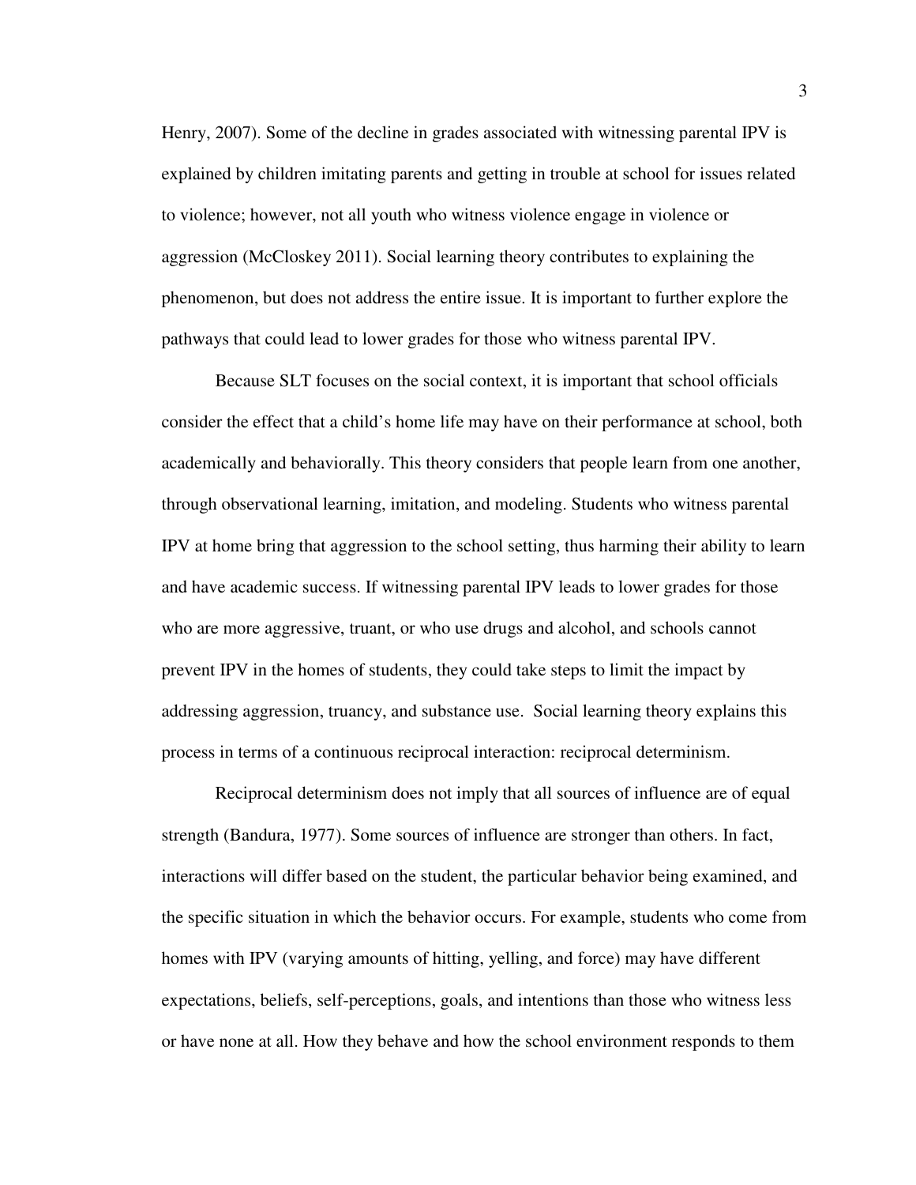Henry, 2007). Some of the decline in grades associated with witnessing parental IPV is explained by children imitating parents and getting in trouble at school for issues related to violence; however, not all youth who witness violence engage in violence or aggression (McCloskey 2011). Social learning theory contributes to explaining the phenomenon, but does not address the entire issue. It is important to further explore the pathways that could lead to lower grades for those who witness parental IPV.

Because SLT focuses on the social context, it is important that school officials consider the effect that a child's home life may have on their performance at school, both academically and behaviorally. This theory considers that people learn from one another, through observational learning, imitation, and modeling. Students who witness parental IPV at home bring that aggression to the school setting, thus harming their ability to learn and have academic success. If witnessing parental IPV leads to lower grades for those who are more aggressive, truant, or who use drugs and alcohol, and schools cannot prevent IPV in the homes of students, they could take steps to limit the impact by addressing aggression, truancy, and substance use. Social learning theory explains this process in terms of a continuous reciprocal interaction: reciprocal determinism.

Reciprocal determinism does not imply that all sources of influence are of equal strength (Bandura, 1977). Some sources of influence are stronger than others. In fact, interactions will differ based on the student, the particular behavior being examined, and the specific situation in which the behavior occurs. For example, students who come from homes with IPV (varying amounts of hitting, yelling, and force) may have different expectations, beliefs, self-perceptions, goals, and intentions than those who witness less or have none at all. How they behave and how the school environment responds to them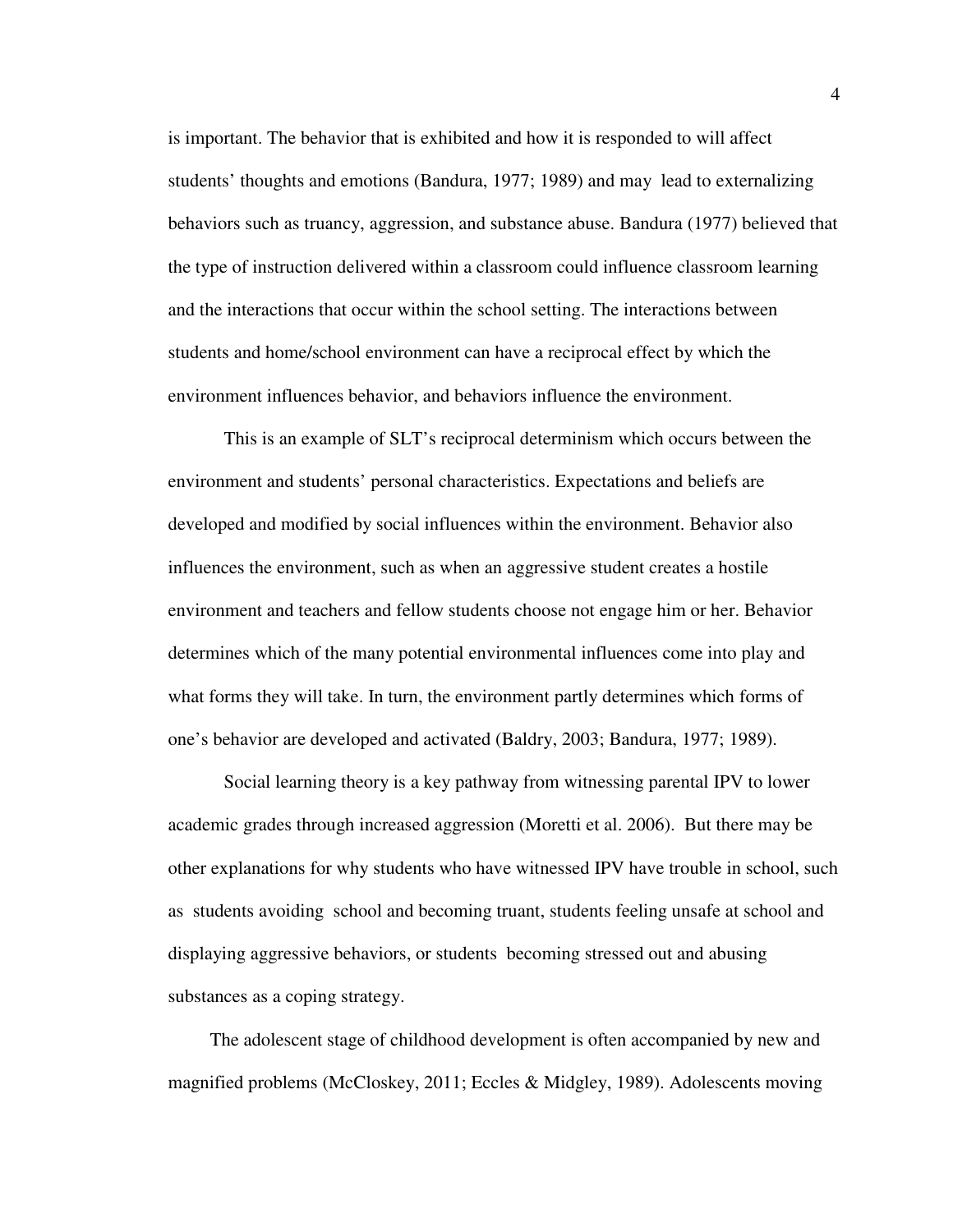is important. The behavior that is exhibited and how it is responded to will affect students' thoughts and emotions (Bandura, 1977; 1989) and may lead to externalizing behaviors such as truancy, aggression, and substance abuse. Bandura (1977) believed that the type of instruction delivered within a classroom could influence classroom learning and the interactions that occur within the school setting. The interactions between students and home/school environment can have a reciprocal effect by which the environment influences behavior, and behaviors influence the environment.

This is an example of SLT's reciprocal determinism which occurs between the environment and students' personal characteristics. Expectations and beliefs are developed and modified by social influences within the environment. Behavior also influences the environment, such as when an aggressive student creates a hostile environment and teachers and fellow students choose not engage him or her. Behavior determines which of the many potential environmental influences come into play and what forms they will take. In turn, the environment partly determines which forms of one's behavior are developed and activated (Baldry, 2003; Bandura, 1977; 1989).

Social learning theory is a key pathway from witnessing parental IPV to lower academic grades through increased aggression (Moretti et al. 2006). But there may be other explanations for why students who have witnessed IPV have trouble in school, such as students avoiding school and becoming truant, students feeling unsafe at school and displaying aggressive behaviors, or students becoming stressed out and abusing substances as a coping strategy.

The adolescent stage of childhood development is often accompanied by new and magnified problems (McCloskey, 2011; Eccles & Midgley, 1989). Adolescents moving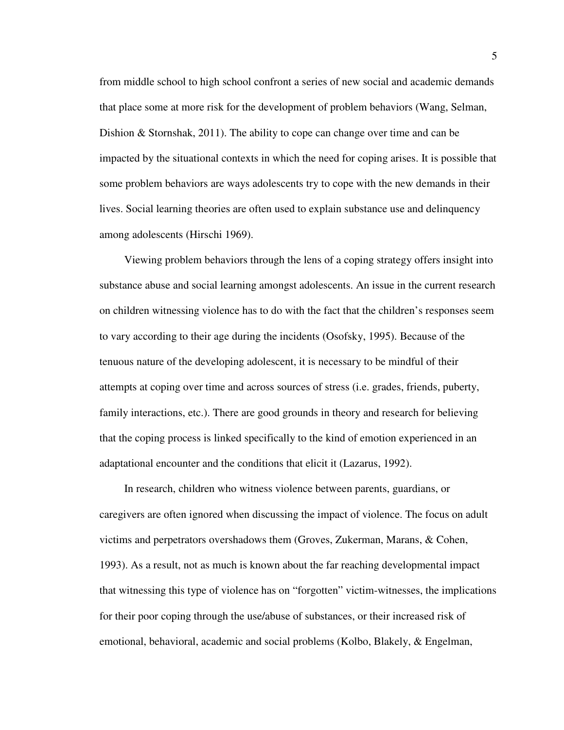from middle school to high school confront a series of new social and academic demands that place some at more risk for the development of problem behaviors (Wang, Selman, Dishion & Stornshak, 2011). The ability to cope can change over time and can be impacted by the situational contexts in which the need for coping arises. It is possible that some problem behaviors are ways adolescents try to cope with the new demands in their lives. Social learning theories are often used to explain substance use and delinquency among adolescents (Hirschi 1969).

Viewing problem behaviors through the lens of a coping strategy offers insight into substance abuse and social learning amongst adolescents. An issue in the current research on children witnessing violence has to do with the fact that the children's responses seem to vary according to their age during the incidents (Osofsky, 1995). Because of the tenuous nature of the developing adolescent, it is necessary to be mindful of their attempts at coping over time and across sources of stress (i.e. grades, friends, puberty, family interactions, etc.). There are good grounds in theory and research for believing that the coping process is linked specifically to the kind of emotion experienced in an adaptational encounter and the conditions that elicit it (Lazarus, 1992).

In research, children who witness violence between parents, guardians, or caregivers are often ignored when discussing the impact of violence. The focus on adult victims and perpetrators overshadows them (Groves, Zukerman, Marans, & Cohen, 1993). As a result, not as much is known about the far reaching developmental impact that witnessing this type of violence has on "forgotten" victim-witnesses, the implications for their poor coping through the use/abuse of substances, or their increased risk of emotional, behavioral, academic and social problems (Kolbo, Blakely, & Engelman,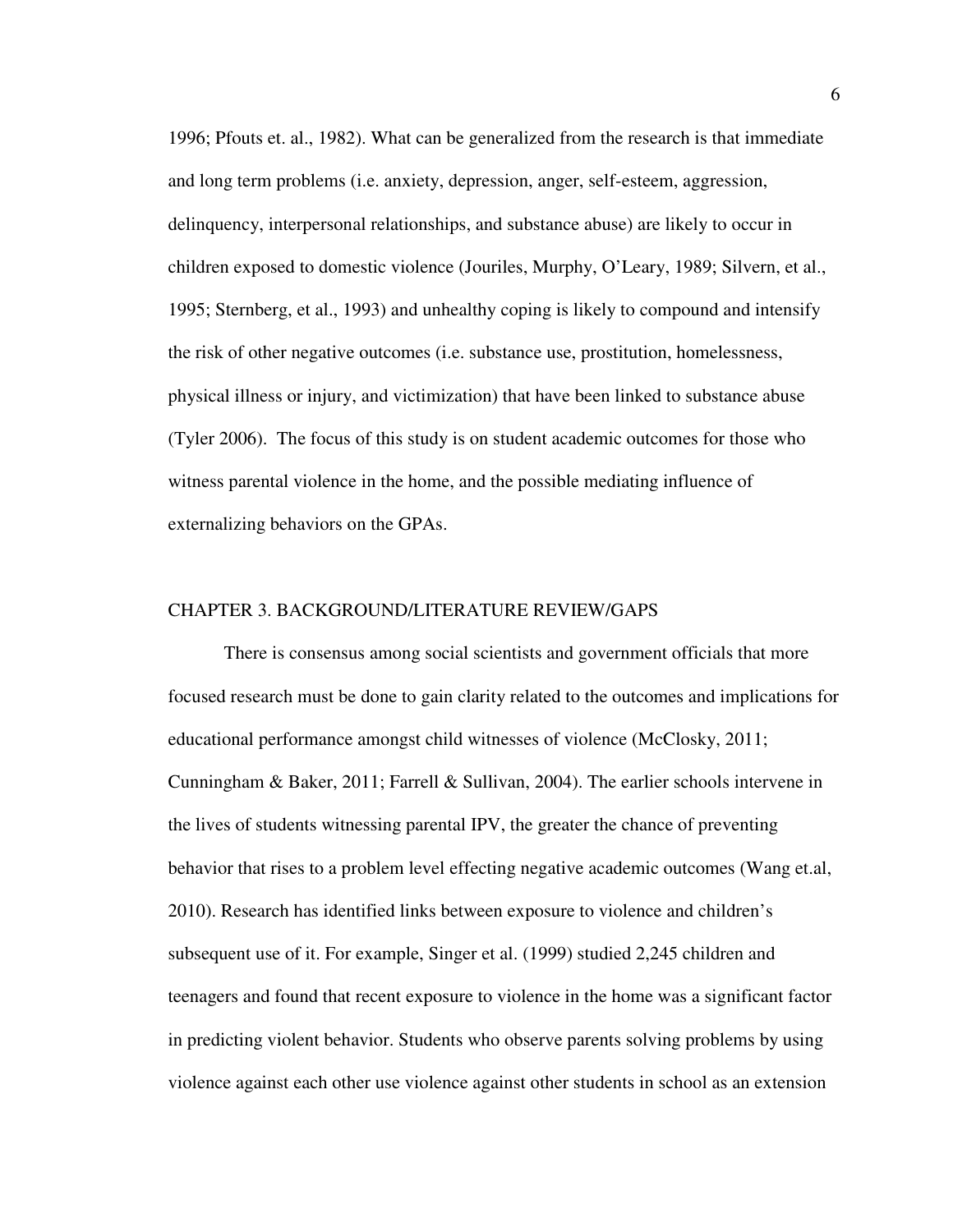1996; Pfouts et. al., 1982). What can be generalized from the research is that immediate and long term problems (i.e. anxiety, depression, anger, self-esteem, aggression, delinquency, interpersonal relationships, and substance abuse) are likely to occur in children exposed to domestic violence (Jouriles, Murphy, O'Leary, 1989; Silvern, et al., 1995; Sternberg, et al., 1993) and unhealthy coping is likely to compound and intensify the risk of other negative outcomes (i.e. substance use, prostitution, homelessness, physical illness or injury, and victimization) that have been linked to substance abuse (Tyler 2006). The focus of this study is on student academic outcomes for those who witness parental violence in the home, and the possible mediating influence of externalizing behaviors on the GPAs.

## CHAPTER 3. BACKGROUND/LITERATURE REVIEW/GAPS

There is consensus among social scientists and government officials that more focused research must be done to gain clarity related to the outcomes and implications for educational performance amongst child witnesses of violence (McClosky, 2011; Cunningham & Baker, 2011; Farrell & Sullivan, 2004). The earlier schools intervene in the lives of students witnessing parental IPV, the greater the chance of preventing behavior that rises to a problem level effecting negative academic outcomes (Wang et.al, 2010). Research has identified links between exposure to violence and children's subsequent use of it. For example, Singer et al. (1999) studied 2,245 children and teenagers and found that recent exposure to violence in the home was a significant factor in predicting violent behavior. Students who observe parents solving problems by using violence against each other use violence against other students in school as an extension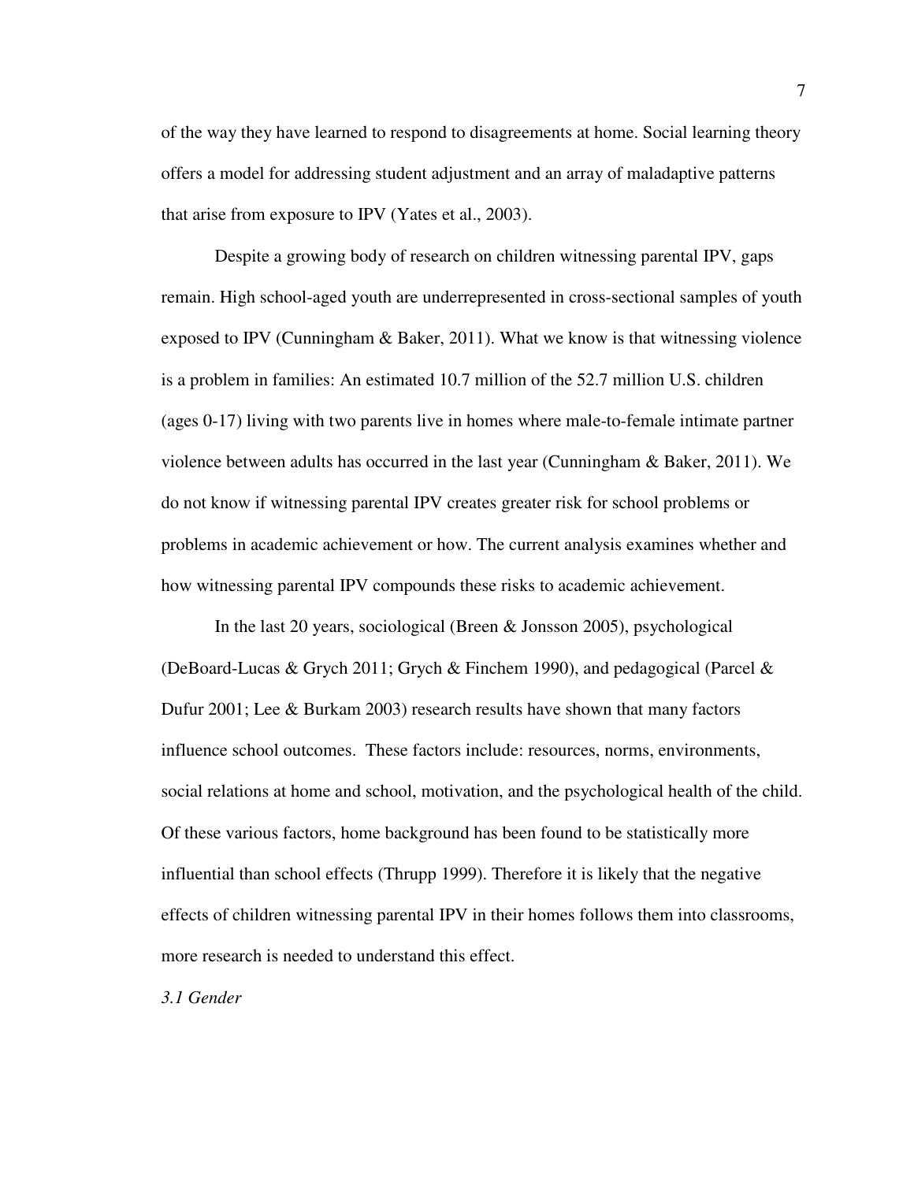of the way they have learned to respond to disagreements at home. Social learning theory offers a model for addressing student adjustment and an array of maladaptive patterns that arise from exposure to IPV (Yates et al., 2003).

Despite a growing body of research on children witnessing parental IPV, gaps remain. High school-aged youth are underrepresented in cross-sectional samples of youth exposed to IPV (Cunningham & Baker, 2011). What we know is that witnessing violence is a problem in families: An estimated 10.7 million of the 52.7 million U.S. children (ages 0-17) living with two parents live in homes where male-to-female intimate partner violence between adults has occurred in the last year (Cunningham & Baker, 2011). We do not know if witnessing parental IPV creates greater risk for school problems or problems in academic achievement or how. The current analysis examines whether and how witnessing parental IPV compounds these risks to academic achievement.

In the last 20 years, sociological (Breen & Jonsson 2005), psychological (DeBoard-Lucas & Grych 2011; Grych & Finchem 1990), and pedagogical (Parcel & Dufur 2001; Lee & Burkam 2003) research results have shown that many factors influence school outcomes. These factors include: resources, norms, environments, social relations at home and school, motivation, and the psychological health of the child. Of these various factors, home background has been found to be statistically more influential than school effects (Thrupp 1999). Therefore it is likely that the negative effects of children witnessing parental IPV in their homes follows them into classrooms, more research is needed to understand this effect.

### *3.1 Gender*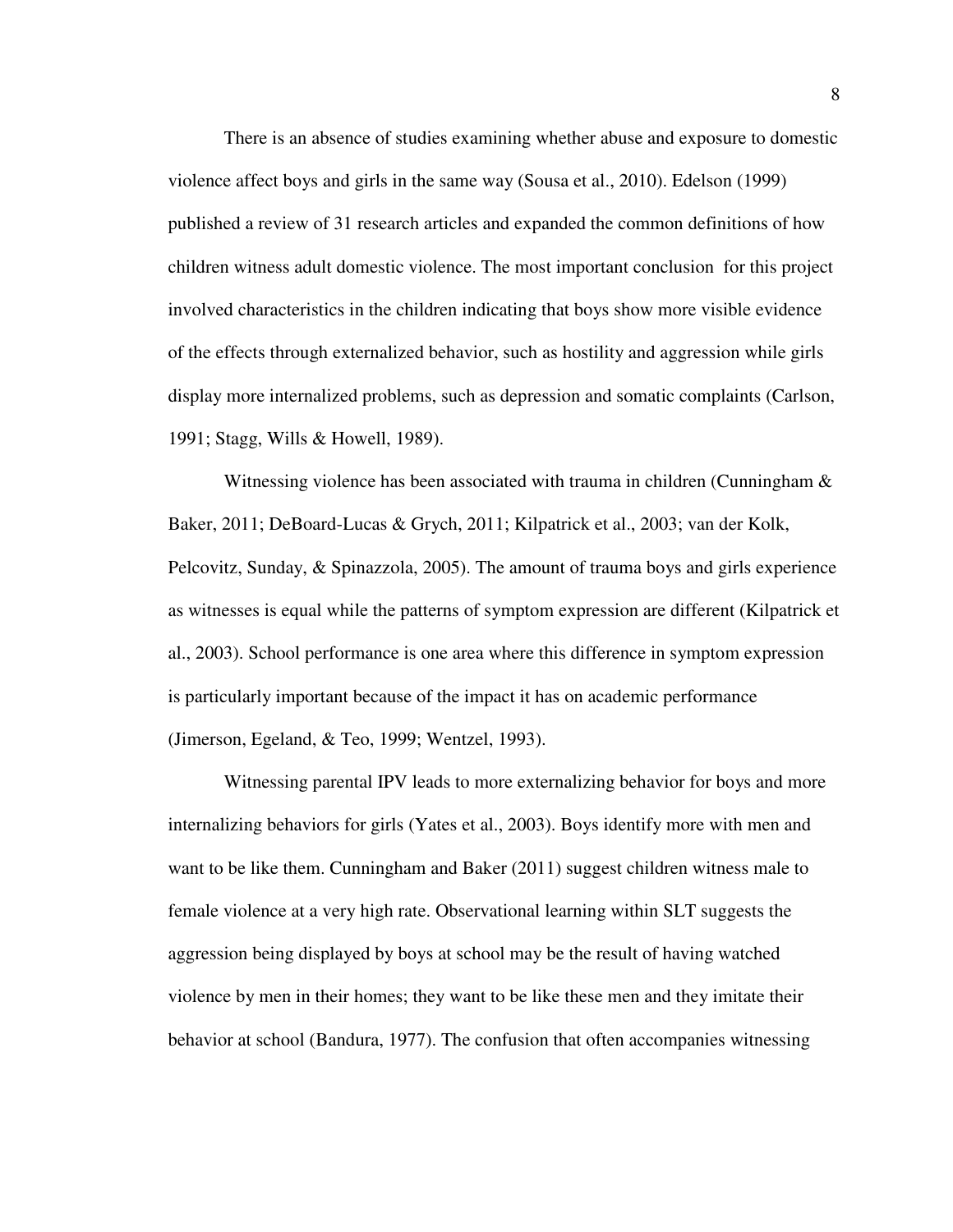There is an absence of studies examining whether abuse and exposure to domestic violence affect boys and girls in the same way (Sousa et al., 2010). Edelson (1999) published a review of 31 research articles and expanded the common definitions of how children witness adult domestic violence. The most important conclusion for this project involved characteristics in the children indicating that boys show more visible evidence of the effects through externalized behavior, such as hostility and aggression while girls display more internalized problems, such as depression and somatic complaints (Carlson, 1991; Stagg, Wills & Howell, 1989).

Witnessing violence has been associated with trauma in children (Cunningham & Baker, 2011; DeBoard-Lucas & Grych, 2011; Kilpatrick et al., 2003; van der Kolk, Pelcovitz, Sunday, & Spinazzola, 2005). The amount of trauma boys and girls experience as witnesses is equal while the patterns of symptom expression are different (Kilpatrick et al., 2003). School performance is one area where this difference in symptom expression is particularly important because of the impact it has on academic performance (Jimerson, Egeland, & Teo, 1999; Wentzel, 1993).

Witnessing parental IPV leads to more externalizing behavior for boys and more internalizing behaviors for girls (Yates et al., 2003). Boys identify more with men and want to be like them. Cunningham and Baker (2011) suggest children witness male to female violence at a very high rate. Observational learning within SLT suggests the aggression being displayed by boys at school may be the result of having watched violence by men in their homes; they want to be like these men and they imitate their behavior at school (Bandura, 1977). The confusion that often accompanies witnessing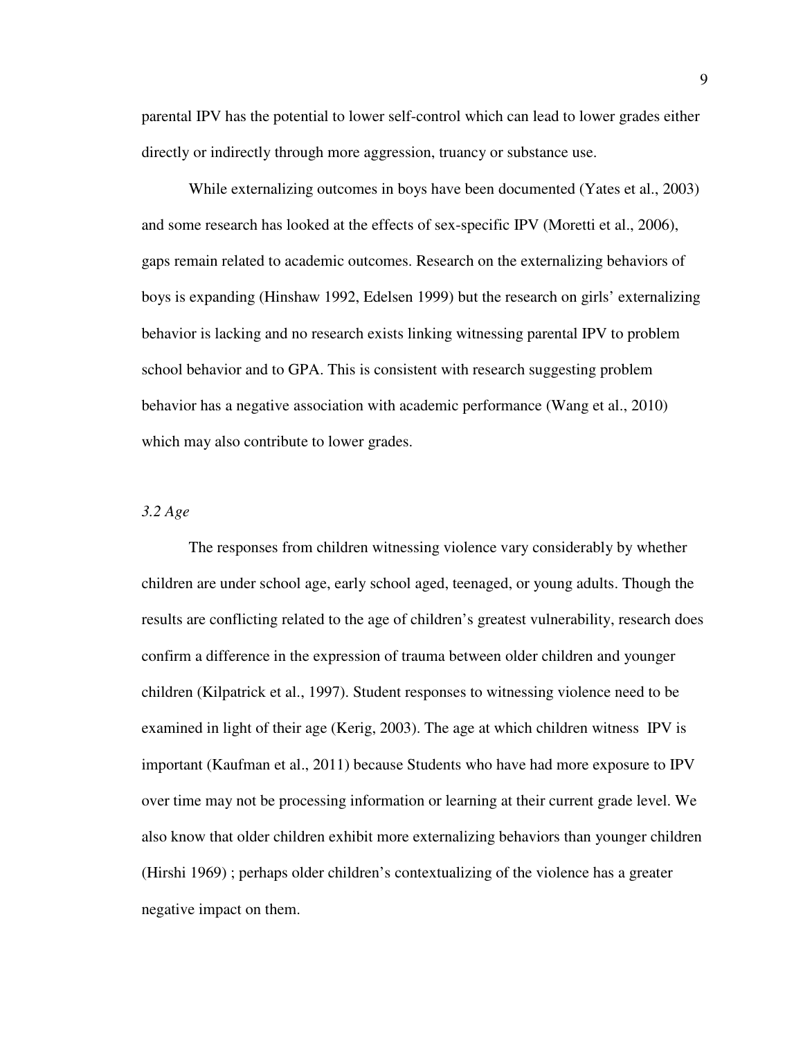parental IPV has the potential to lower self-control which can lead to lower grades either directly or indirectly through more aggression, truancy or substance use.

While externalizing outcomes in boys have been documented (Yates et al., 2003) and some research has looked at the effects of sex-specific IPV (Moretti et al., 2006), gaps remain related to academic outcomes. Research on the externalizing behaviors of boys is expanding (Hinshaw 1992, Edelsen 1999) but the research on girls' externalizing behavior is lacking and no research exists linking witnessing parental IPV to problem school behavior and to GPA. This is consistent with research suggesting problem behavior has a negative association with academic performance (Wang et al., 2010) which may also contribute to lower grades.

### *3.2 Age*

The responses from children witnessing violence vary considerably by whether children are under school age, early school aged, teenaged, or young adults. Though the results are conflicting related to the age of children's greatest vulnerability, research does confirm a difference in the expression of trauma between older children and younger children (Kilpatrick et al., 1997). Student responses to witnessing violence need to be examined in light of their age (Kerig, 2003). The age at which children witness IPV is important (Kaufman et al., 2011) because Students who have had more exposure to IPV over time may not be processing information or learning at their current grade level. We also know that older children exhibit more externalizing behaviors than younger children (Hirshi 1969) ; perhaps older children's contextualizing of the violence has a greater negative impact on them.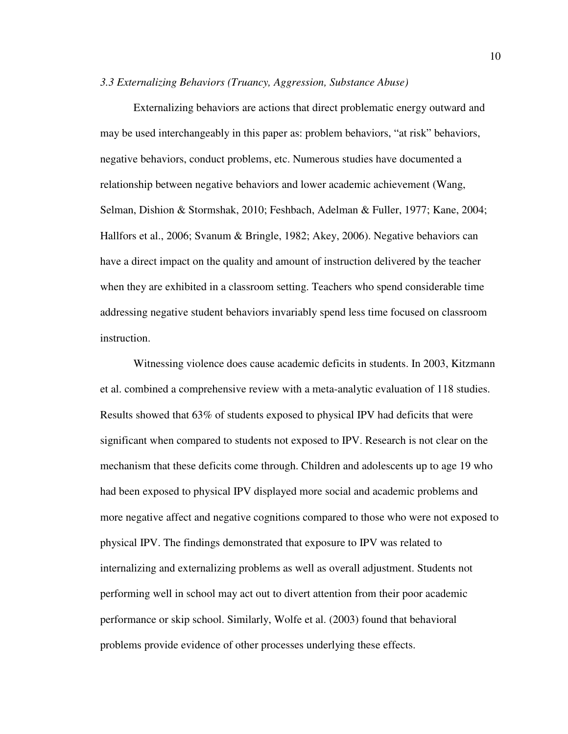### *3.3 Externalizing Behaviors (Truancy, Aggression, Substance Abuse)*

Externalizing behaviors are actions that direct problematic energy outward and may be used interchangeably in this paper as: problem behaviors, "at risk" behaviors, negative behaviors, conduct problems, etc. Numerous studies have documented a relationship between negative behaviors and lower academic achievement (Wang, Selman, Dishion & Stormshak, 2010; Feshbach, Adelman & Fuller, 1977; Kane, 2004; Hallfors et al., 2006; Svanum & Bringle, 1982; Akey, 2006). Negative behaviors can have a direct impact on the quality and amount of instruction delivered by the teacher when they are exhibited in a classroom setting. Teachers who spend considerable time addressing negative student behaviors invariably spend less time focused on classroom instruction.

Witnessing violence does cause academic deficits in students. In 2003, Kitzmann et al. combined a comprehensive review with a meta-analytic evaluation of 118 studies. Results showed that 63% of students exposed to physical IPV had deficits that were significant when compared to students not exposed to IPV. Research is not clear on the mechanism that these deficits come through. Children and adolescents up to age 19 who had been exposed to physical IPV displayed more social and academic problems and more negative affect and negative cognitions compared to those who were not exposed to physical IPV. The findings demonstrated that exposure to IPV was related to internalizing and externalizing problems as well as overall adjustment. Students not performing well in school may act out to divert attention from their poor academic performance or skip school. Similarly, Wolfe et al. (2003) found that behavioral problems provide evidence of other processes underlying these effects.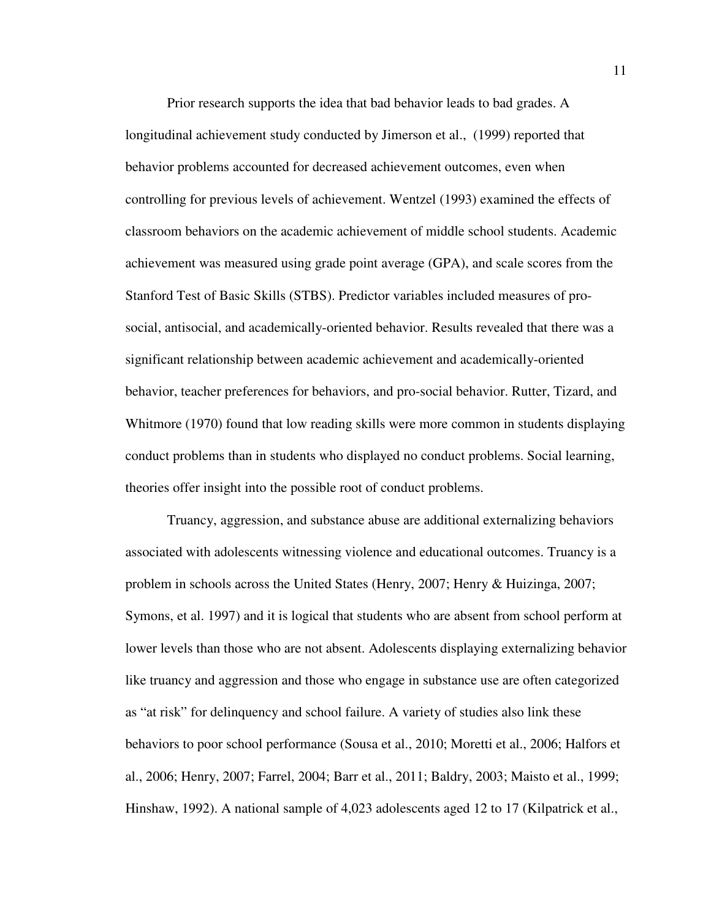Prior research supports the idea that bad behavior leads to bad grades. A longitudinal achievement study conducted by Jimerson et al., (1999) reported that behavior problems accounted for decreased achievement outcomes, even when controlling for previous levels of achievement. Wentzel (1993) examined the effects of classroom behaviors on the academic achievement of middle school students. Academic achievement was measured using grade point average (GPA), and scale scores from the Stanford Test of Basic Skills (STBS). Predictor variables included measures of pro-social, antisocial, and academically-oriented behavior. Results revealed that there was a significant relationship between academic achievement and academically-oriented behavior, teacher preferences for behaviors, and pro-social behavior. Rutter, Tizard, and Whitmore (1970) found that low reading skills were more common in students displaying conduct problems than in students who displayed no conduct problems. Social learning, theories offer insight into the possible root of conduct problems.

Truancy, aggression, and substance abuse are additional externalizing behaviors associated with adolescents witnessing violence and educational outcomes. Truancy is a problem in schools across the United States (Henry, 2007; Henry & Huizinga, 2007; Symons, et al. 1997) and it is logical that students who are absent from school perform at lower levels than those who are not absent. Adolescents displaying externalizing behavior like truancy and aggression and those who engage in substance use are often categorized as "at risk" for delinquency and school failure. A variety of studies also link these behaviors to poor school performance (Sousa et al., 2010; Moretti et al., 2006; Halfors et al., 2006; Henry, 2007; Farrel, 2004; Barr et al., 2011; Baldry, 2003; Maisto et al., 1999; Hinshaw, 1992). A national sample of 4,023 adolescents aged 12 to 17 (Kilpatrick et al.,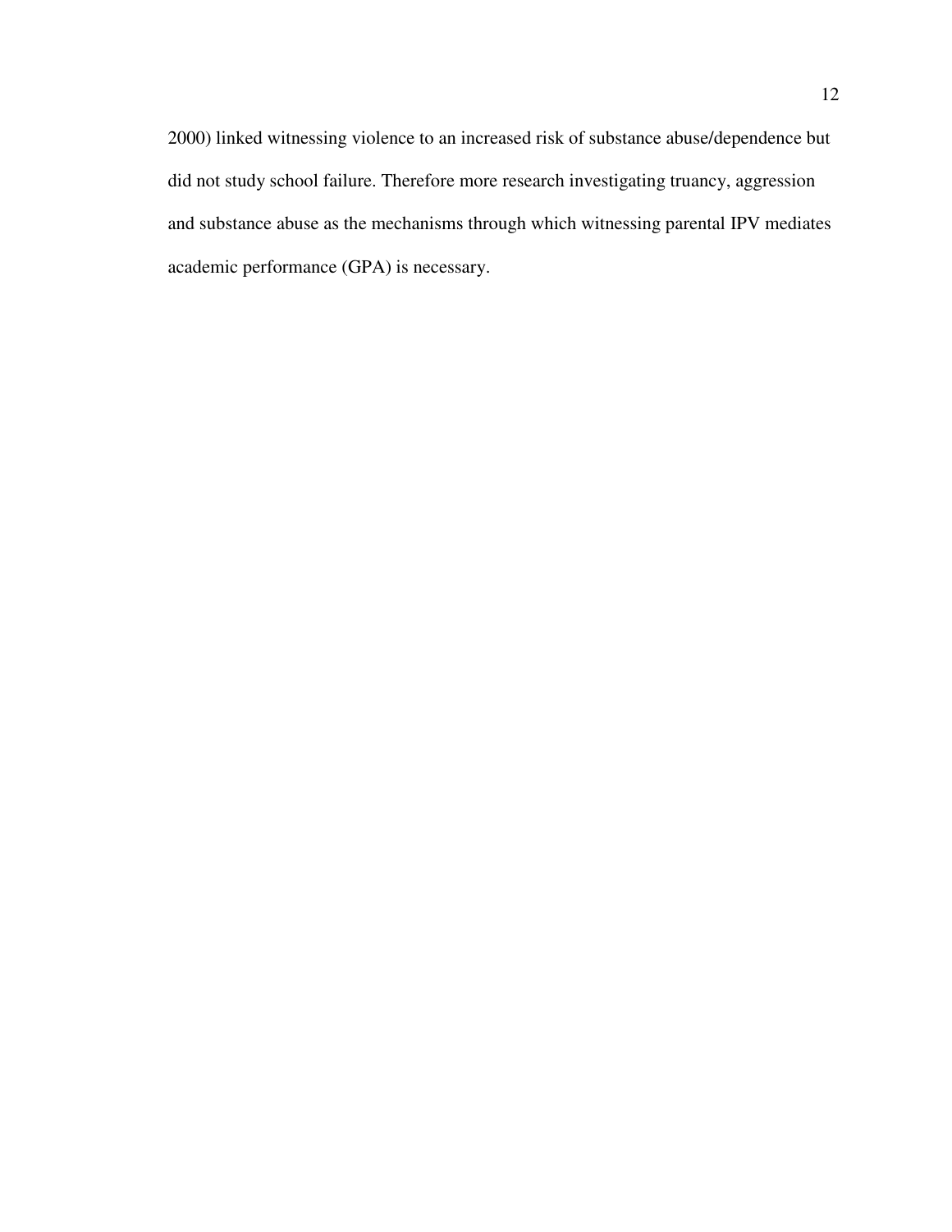2000) linked witnessing violence to an increased risk of substance abuse/dependence but did not study school failure. Therefore more research investigating truancy, aggression and substance abuse as the mechanisms through which witnessing parental IPV mediates academic performance (GPA) is necessary.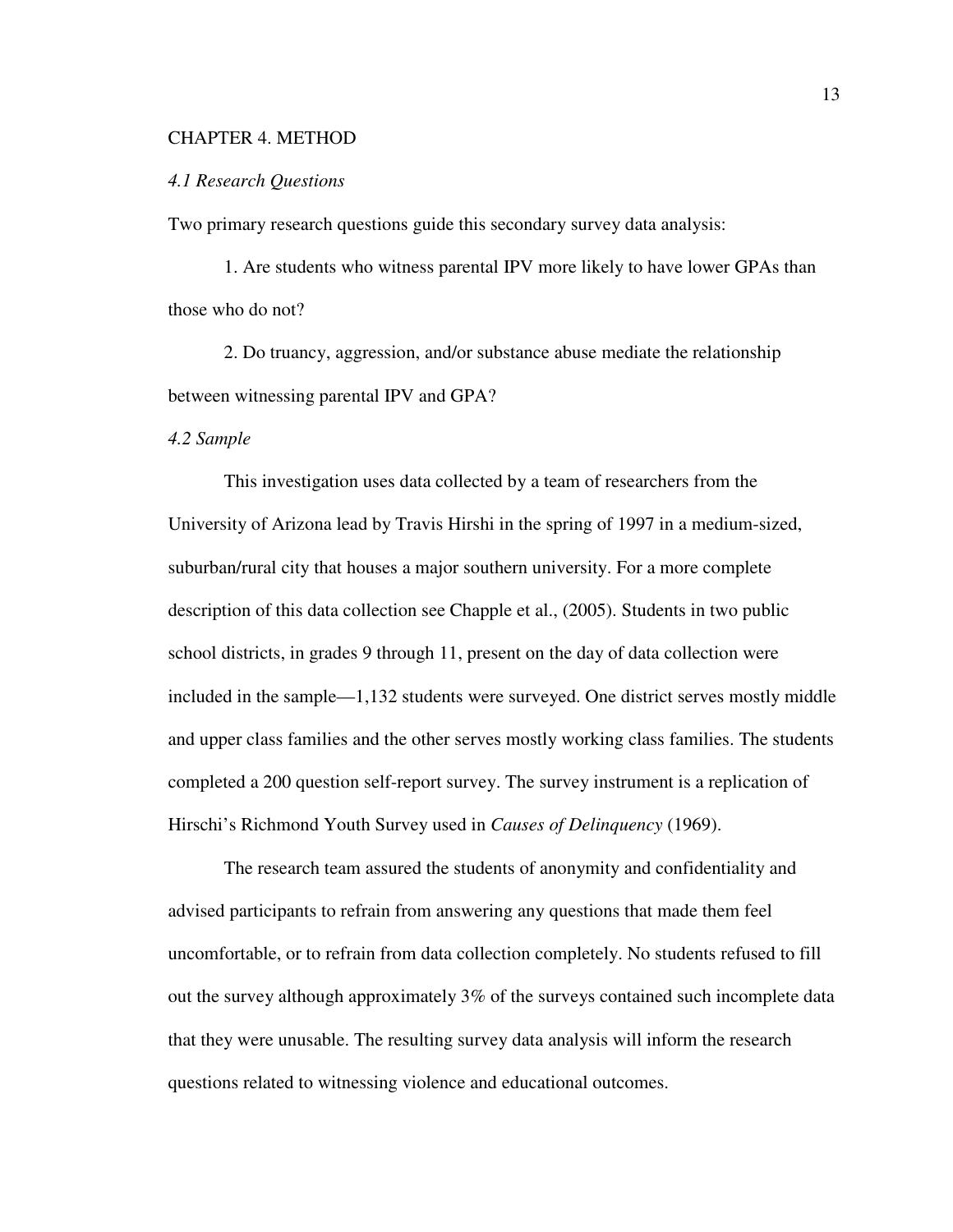# CHAPTER 4. METHOD

### *4.1 Research Questions*

Two primary research questions guide this secondary survey data analysis:

1. Are students who witness parental IPV more likely to have lower GPAs than those who do not?

2. Do truancy, aggression, and/or substance abuse mediate the relationship between witnessing parental IPV and GPA?

### *4.2 Sample*

This investigation uses data collected by a team of researchers from the University of Arizona lead by Travis Hirshi in the spring of 1997 in a medium-sized, suburban/rural city that houses a major southern university. For a more complete description of this data collection see Chapple et al., (2005). Students in two public school districts, in grades 9 through 11, present on the day of data collection were included in the sample—1,132 students were surveyed. One district serves mostly middle and upper class families and the other serves mostly working class families. The students completed a 200 question self-report survey. The survey instrument is a replication of Hirschi's Richmond Youth Survey used in *Causes of Delinquency* (1969).

The research team assured the students of anonymity and confidentiality and advised participants to refrain from answering any questions that made them feel uncomfortable, or to refrain from data collection completely. No students refused to fill out the survey although approximately 3% of the surveys contained such incomplete data that they were unusable. The resulting survey data analysis will inform the research questions related to witnessing violence and educational outcomes.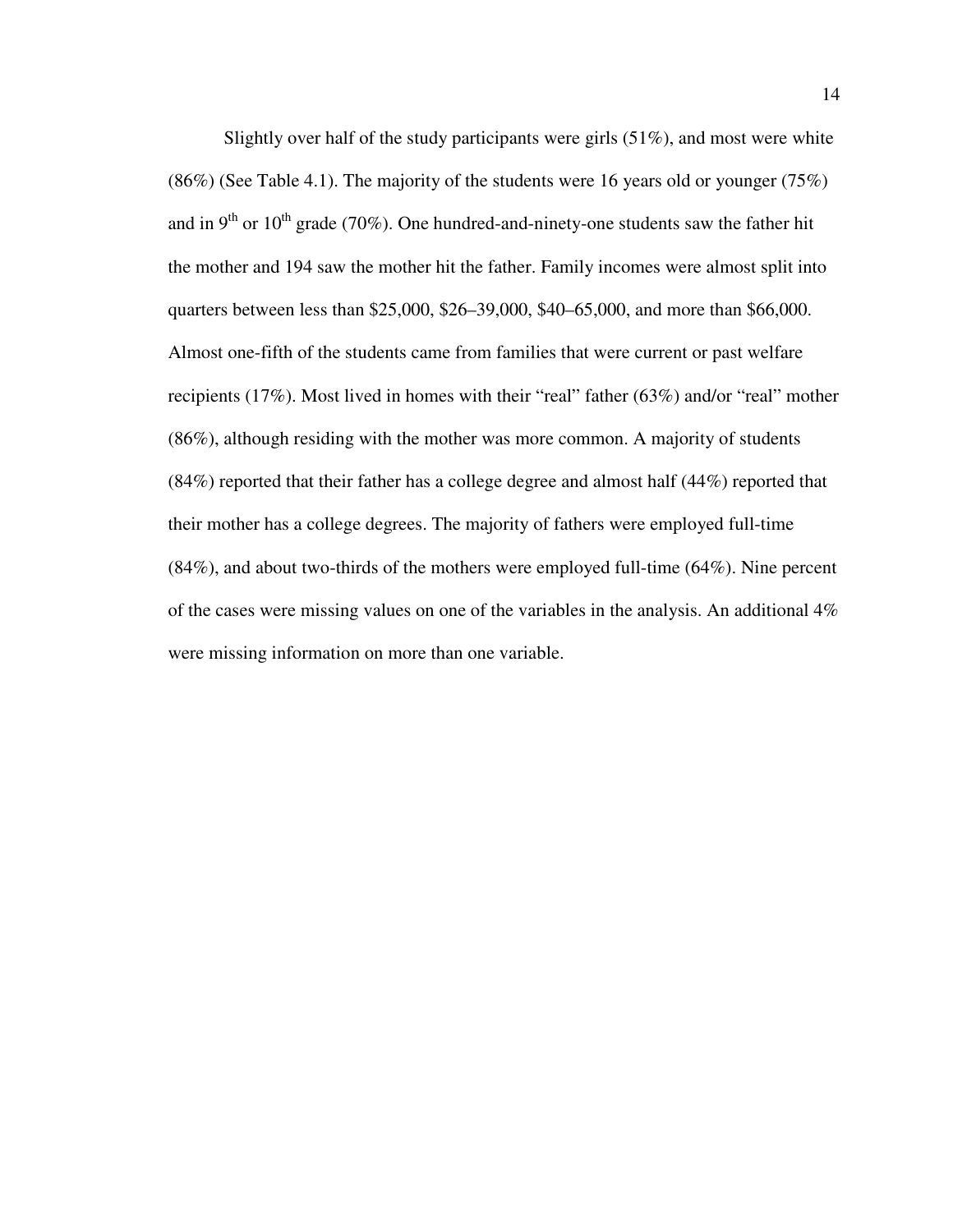Slightly over half of the study participants were girls (51%), and most were white (86%) (See Table 4.1). The majority of the students were 16 years old or younger (75%) and in 9th or 10th grade (70%). One hundred-and-ninety-one students saw the father hit the mother and 194 saw the mother hit the father. Family incomes were almost split into quarters between less than $25,000, $26–39,000, $40–65,000, and more than $66,000. Almost one-fifth of the students came from families that were current or past welfare recipients (17%). Most lived in homes with their "real" father (63%) and/or "real" mother (86%), although residing with the mother was more common. A majority of students (84%) reported that their father has a college degree and almost half (44%) reported that their mother has a college degrees. The majority of fathers were employed full-time (84%), and about two-thirds of the mothers were employed full-time (64%). Nine percent of the cases were missing values on one of the variables in the analysis. An additional 4% were missing information on more than one variable.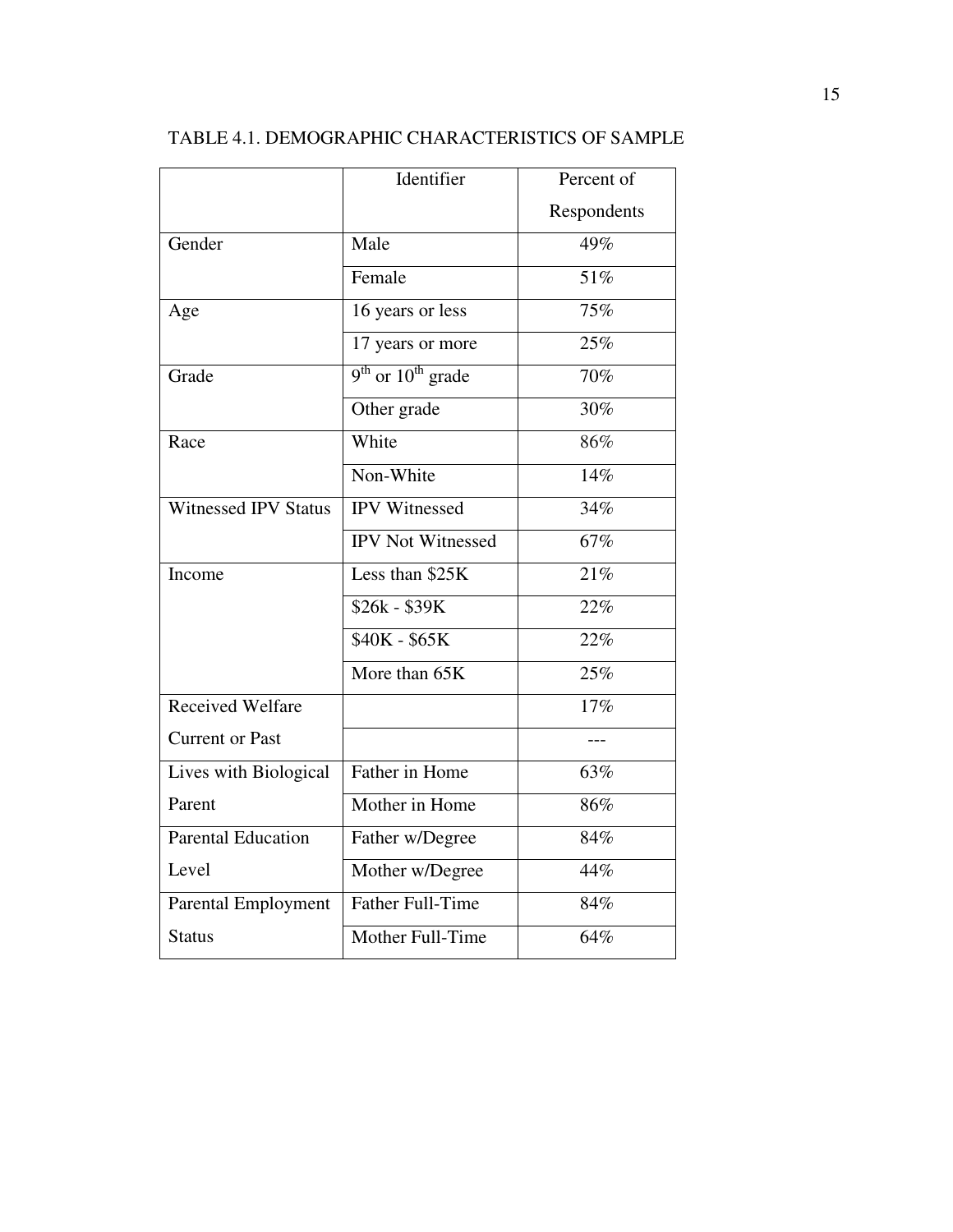TABLE 4.1. DEMOGRAPHIC CHARACTERISTICS OF SAMPLE

| | Identifier | Percent of Respondents |
|---|---|---|
| Gender | Male | 49% |
| | Female | 51% |
| Age | 16 years or less | 75% |
| | 17 years or more | 25% |
| Grade | 9th or 10th grade | 70% |
| | Other grade | 30% |
| Race | White | 86% |
| | Non-White | 14% |
| Witnessed IPV Status | IPV Witnessed | 34% |
| | IPV Not Witnessed | 67% |
| Income | Less than $25K | 21% |
| | $26k - $39K | 22% |
| | $40K - $65K | 22% |
| | More than 65K | 25% |
| Received Welfare Current or Past | | 17% |
| | | --- |
| Lives with Biological Parent | Father in Home | 63% |
| | Mother in Home | 86% |
| Parental Education Level | Father w/Degree | 84% |
| | Mother w/Degree | 44% |
| Parental Employment Status | Father Full-Time | 84% |
| | Mother Full-Time | 64% |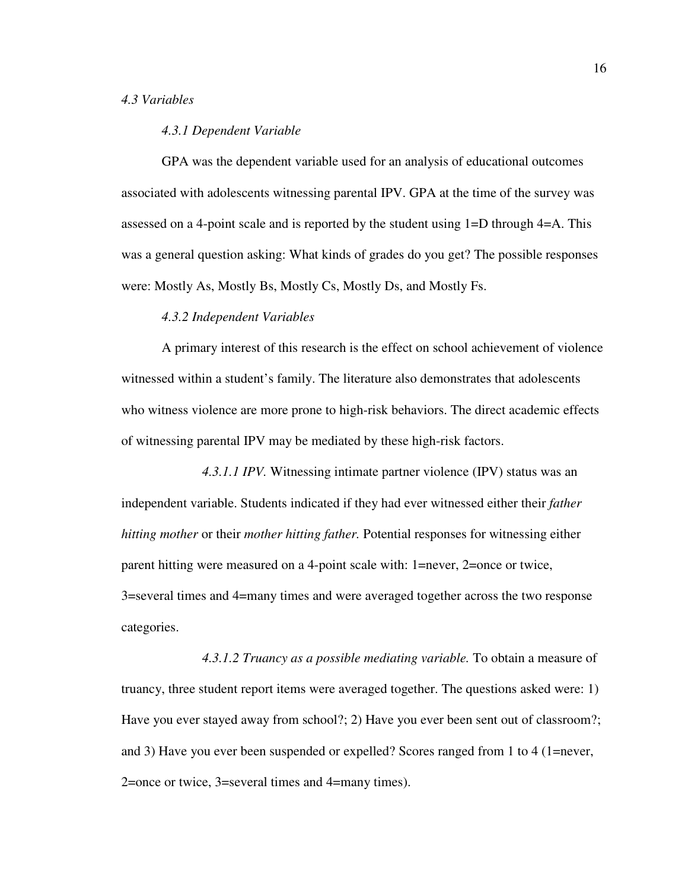### *4.3 Variables*

#### *4.3.1 Dependent Variable*

GPA was the dependent variable used for an analysis of educational outcomes associated with adolescents witnessing parental IPV. GPA at the time of the survey was assessed on a 4-point scale and is reported by the student using 1=D through 4=A. This was a general question asking: What kinds of grades do you get? The possible responses were: Mostly As, Mostly Bs, Mostly Cs, Mostly Ds, and Mostly Fs.

#### *4.3.2 Independent Variables*

A primary interest of this research is the effect on school achievement of violence witnessed within a student's family. The literature also demonstrates that adolescents who witness violence are more prone to high-risk behaviors. The direct academic effects of witnessing parental IPV may be mediated by these high-risk factors.

*4.3.1.1 IPV.* Witnessing intimate partner violence (IPV) status was an independent variable. Students indicated if they had ever witnessed either their *father hitting mother* or their *mother hitting father.* Potential responses for witnessing either parent hitting were measured on a 4-point scale with: 1=never, 2=once or twice, 3=several times and 4=many times and were averaged together across the two response categories.

*4.3.1.2 Truancy as a possible mediating variable.* To obtain a measure of truancy, three student report items were averaged together. The questions asked were: 1) Have you ever stayed away from school?; 2) Have you ever been sent out of classroom?; and 3) Have you ever been suspended or expelled? Scores ranged from 1 to 4 (1=never, 2=once or twice, 3=several times and 4=many times).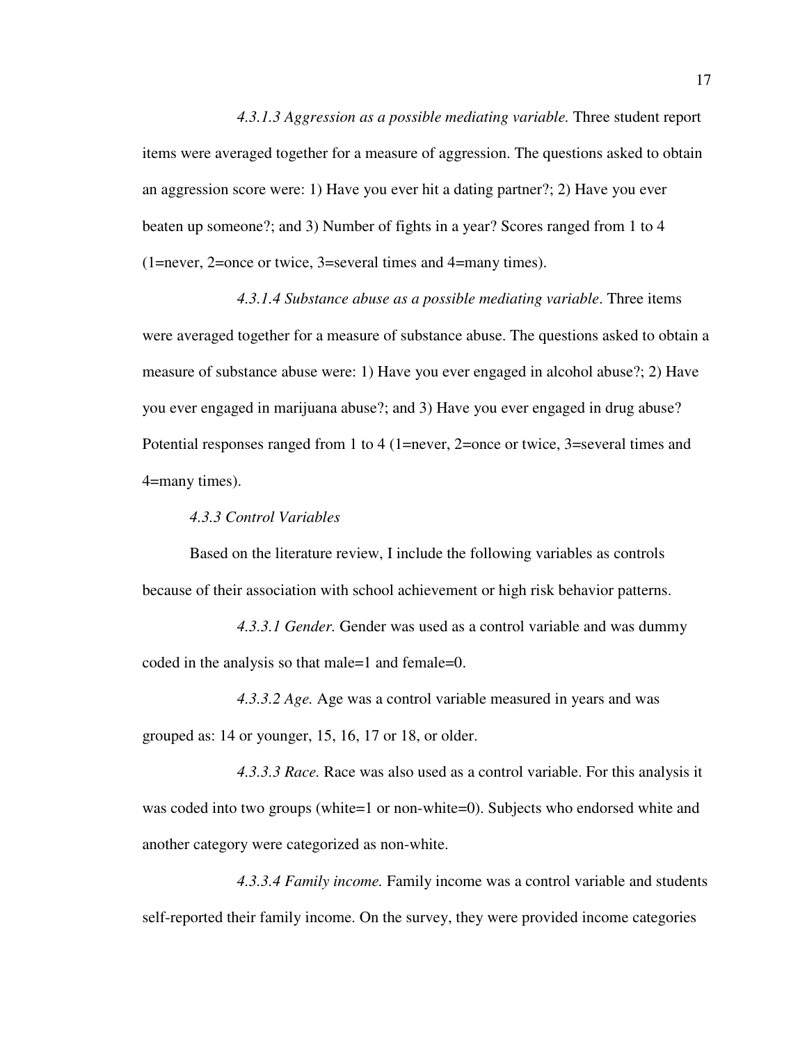*4.3.1.3 Aggression as a possible mediating variable.* Three student report items were averaged together for a measure of aggression. The questions asked to obtain an aggression score were: 1) Have you ever hit a dating partner?; 2) Have you ever beaten up someone?; and 3) Number of fights in a year? Scores ranged from 1 to 4 (1=never, 2=once or twice, 3=several times and 4=many times).

*4.3.1.4 Substance abuse as a possible mediating variable*. Three items were averaged together for a measure of substance abuse. The questions asked to obtain a measure of substance abuse were: 1) Have you ever engaged in alcohol abuse?; 2) Have you ever engaged in marijuana abuse?; and 3) Have you ever engaged in drug abuse? Potential responses ranged from 1 to 4 (1=never, 2=once or twice, 3=several times and 4=many times).

### *4.3.3 Control Variables*

Based on the literature review, I include the following variables as controls because of their association with school achievement or high risk behavior patterns.

*4.3.3.1 Gender.* Gender was used as a control variable and was dummy coded in the analysis so that male=1 and female=0.

*4.3.3.2 Age.* Age was a control variable measured in years and was grouped as: 14 or younger, 15, 16, 17 or 18, or older.

*4.3.3.3 Race.* Race was also used as a control variable. For this analysis it was coded into two groups (white=1 or non-white=0). Subjects who endorsed white and another category were categorized as non-white.

*4.3.3.4 Family income.* Family income was a control variable and students self-reported their family income. On the survey, they were provided income categories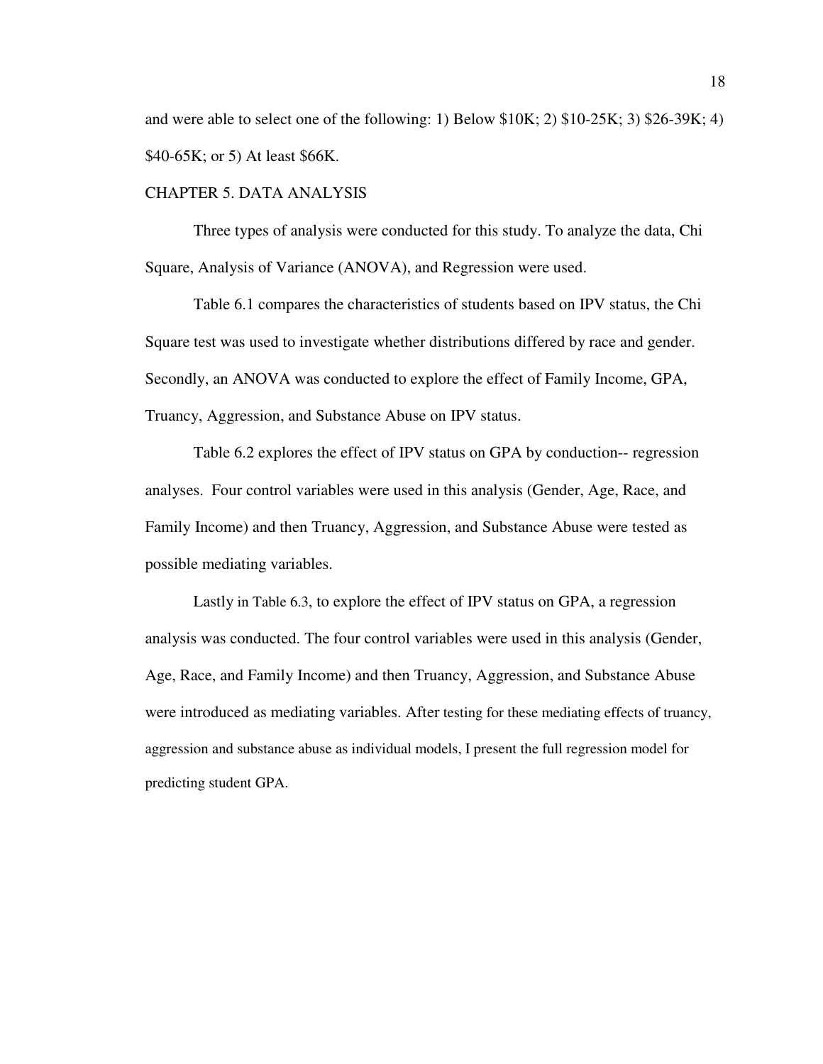and were able to select one of the following: 1) Below $10K; 2) $10-25K; 3) $26-39K; 4) $40-65K; or 5) At least $66K.

## CHAPTER 5. DATA ANALYSIS

Three types of analysis were conducted for this study. To analyze the data, Chi Square, Analysis of Variance (ANOVA), and Regression were used.

Table 6.1 compares the characteristics of students based on IPV status, the Chi Square test was used to investigate whether distributions differed by race and gender. Secondly, an ANOVA was conducted to explore the effect of Family Income, GPA, Truancy, Aggression, and Substance Abuse on IPV status.

Table 6.2 explores the effect of IPV status on GPA by conduction-- regression analyses. Four control variables were used in this analysis (Gender, Age, Race, and Family Income) and then Truancy, Aggression, and Substance Abuse were tested as possible mediating variables.

Lastly in Table 6.3, to explore the effect of IPV status on GPA, a regression analysis was conducted. The four control variables were used in this analysis (Gender, Age, Race, and Family Income) and then Truancy, Aggression, and Substance Abuse were introduced as mediating variables. After testing for these mediating effects of truancy, aggression and substance abuse as individual models, I present the full regression model for predicting student GPA.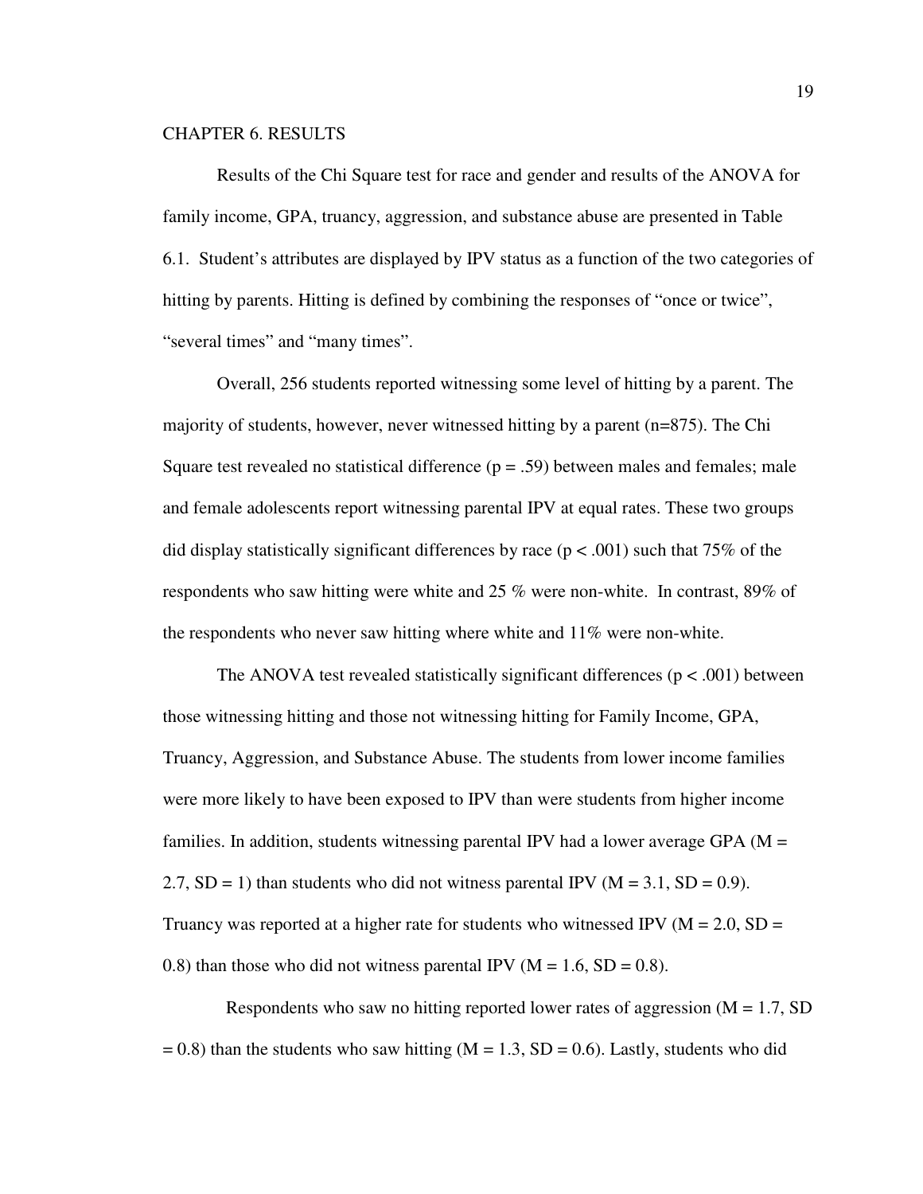# CHAPTER 6. RESULTS

Results of the Chi Square test for race and gender and results of the ANOVA for family income, GPA, truancy, aggression, and substance abuse are presented in Table 6.1. Student's attributes are displayed by IPV status as a function of the two categories of hitting by parents. Hitting is defined by combining the responses of "once or twice", "several times" and "many times".

Overall, 256 students reported witnessing some level of hitting by a parent. The majority of students, however, never witnessed hitting by a parent (n=875). The Chi Square test revealed no statistical difference ($p = .59$) between males and females; male and female adolescents report witnessing parental IPV at equal rates. These two groups did display statistically significant differences by race ($p < .001$) such that 75% of the respondents who saw hitting were white and 25 % were non-white. In contrast, 89% of the respondents who never saw hitting where white and 11% were non-white.

The ANOVA test revealed statistically significant differences ($p < .001$) between those witnessing hitting and those not witnessing hitting for Family Income, GPA, Truancy, Aggression, and Substance Abuse. The students from lower income families were more likely to have been exposed to IPV than were students from higher income families. In addition, students witnessing parental IPV had a lower average GPA ($M = 2.7$, $SD = 1$) than students who did not witness parental IPV ($M = 3.1$, $SD = 0.9$). Truancy was reported at a higher rate for students who witnessed IPV ($M = 2.0$, $SD = 0.8$) than those who did not witness parental IPV ($M = 1.6$, $SD = 0.8$).

Respondents who saw no hitting reported lower rates of aggression ($M = 1.7$, $SD = 0.8$) than the students who saw hitting ($M = 1.3$, $SD = 0.6$). Lastly, students who did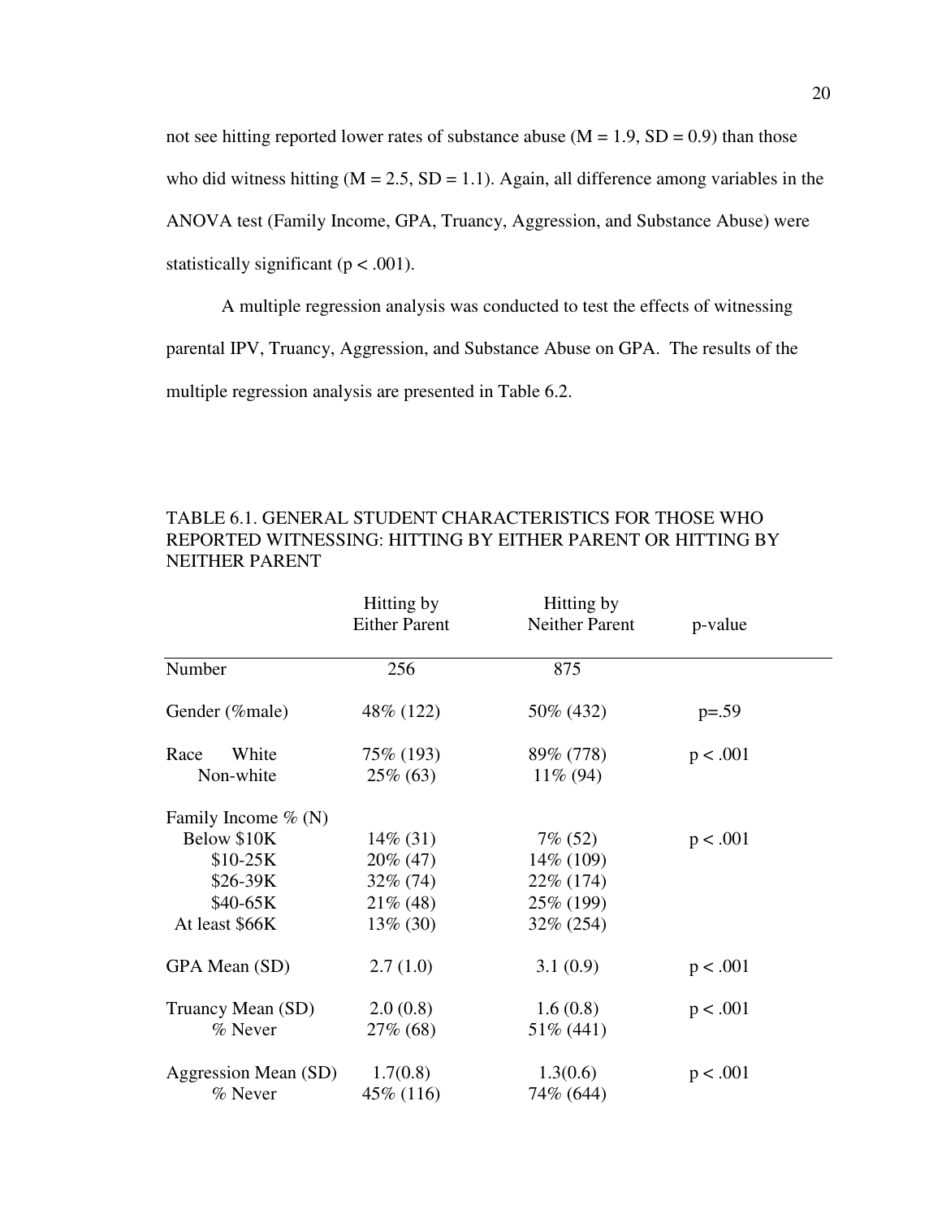not see hitting reported lower rates of substance abuse (M = 1.9, SD = 0.9) than those who did witness hitting (M = 2.5, SD = 1.1). Again, all difference among variables in the ANOVA test (Family Income, GPA, Truancy, Aggression, and Substance Abuse) were statistically significant ($p < .001$).

A multiple regression analysis was conducted to test the effects of witnessing parental IPV, Truancy, Aggression, and Substance Abuse on GPA. The results of the multiple regression analysis are presented in Table 6.2.

TABLE 6.1. GENERAL STUDENT CHARACTERISTICS FOR THOSE WHO REPORTED WITNESSING: HITTING BY EITHER PARENT OR HITTING BY NEITHER PARENT

| | Hitting by Either Parent | Hitting by Neither Parent | p-value |
|---|---|---|---|
| Number | 256 | 875 | |
| Gender (%male) | 48% (122) | 50% (432) | p=.59 |
| Race White | 75% (193) | 89% (778) | p < .001 |
| Non-white | 25% (63) | 11% (94) | |
| Family Income % (N) | | | |
| Below $10K | 14% (31) | 7% (52) | p < .001 |
| $10-25K | 20% (47) | 14% (109) | |
| $26-39K | 32% (74) | 22% (174) | |
| $40-65K | 21% (48) | 25% (199) | |
| At least $66K | 13% (30) | 32% (254) | |
| GPA Mean (SD) | 2.7 (1.0) | 3.1 (0.9) | p < .001 |
| Truancy Mean (SD) | 2.0 (0.8) | 1.6 (0.8) | p < .001 |
| % Never | 27% (68) | 51% (441) | |
| Aggression Mean (SD) | 1.7(0.8) | 1.3(0.6) | p < .001 |
| % Never | 45% (116) | 74% (644) | |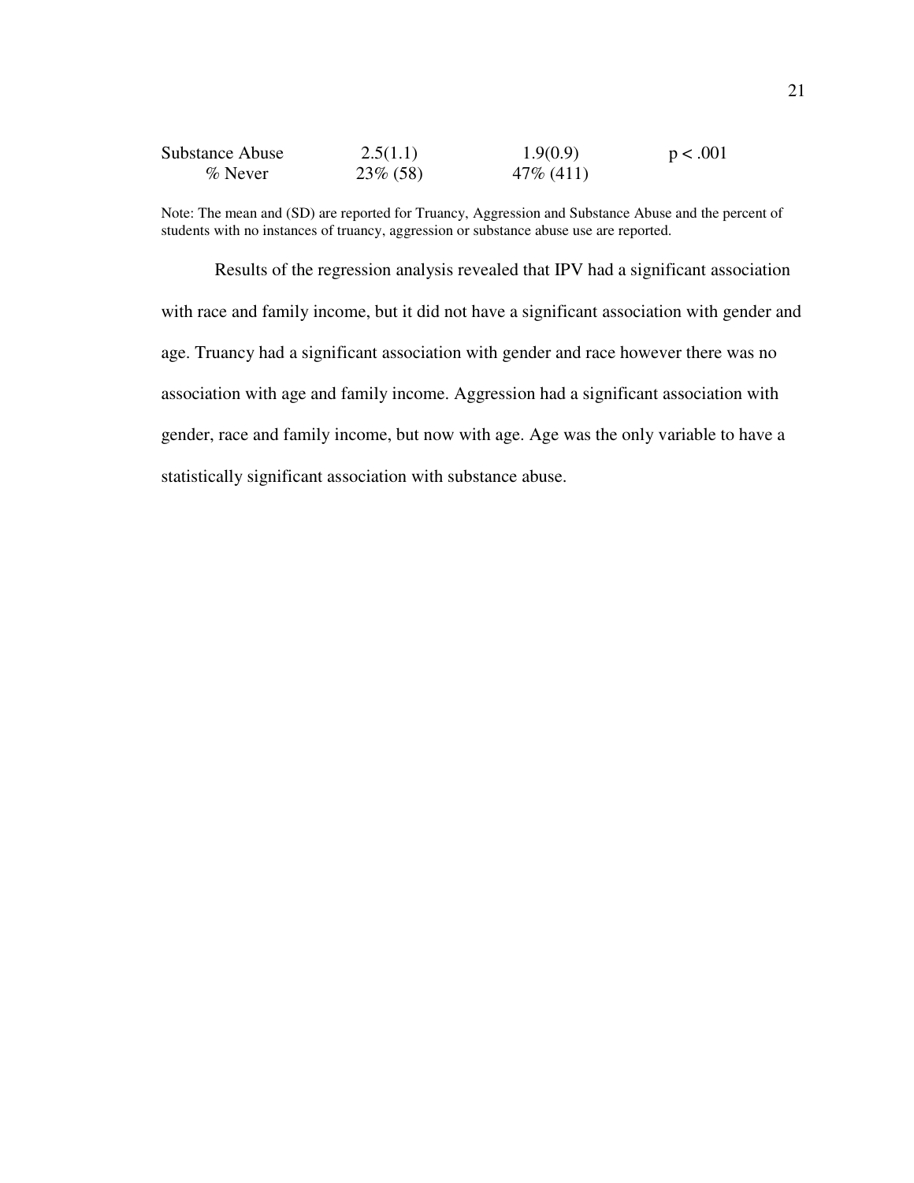| | | | |
|---|---|---|---|
| Substance Abuse | 2.5(1.1) | 1.9(0.9) | p < .001 |
| % Never | 23% (58) | 47% (411) | |

Note: The mean and (SD) are reported for Truancy, Aggression and Substance Abuse and the percent of students with no instances of truancy, aggression or substance abuse use are reported.

Results of the regression analysis revealed that IPV had a significant association with race and family income, but it did not have a significant association with gender and age. Truancy had a significant association with gender and race however there was no association with age and family income. Aggression had a significant association with gender, race and family income, but now with age. Age was the only variable to have a statistically significant association with substance abuse.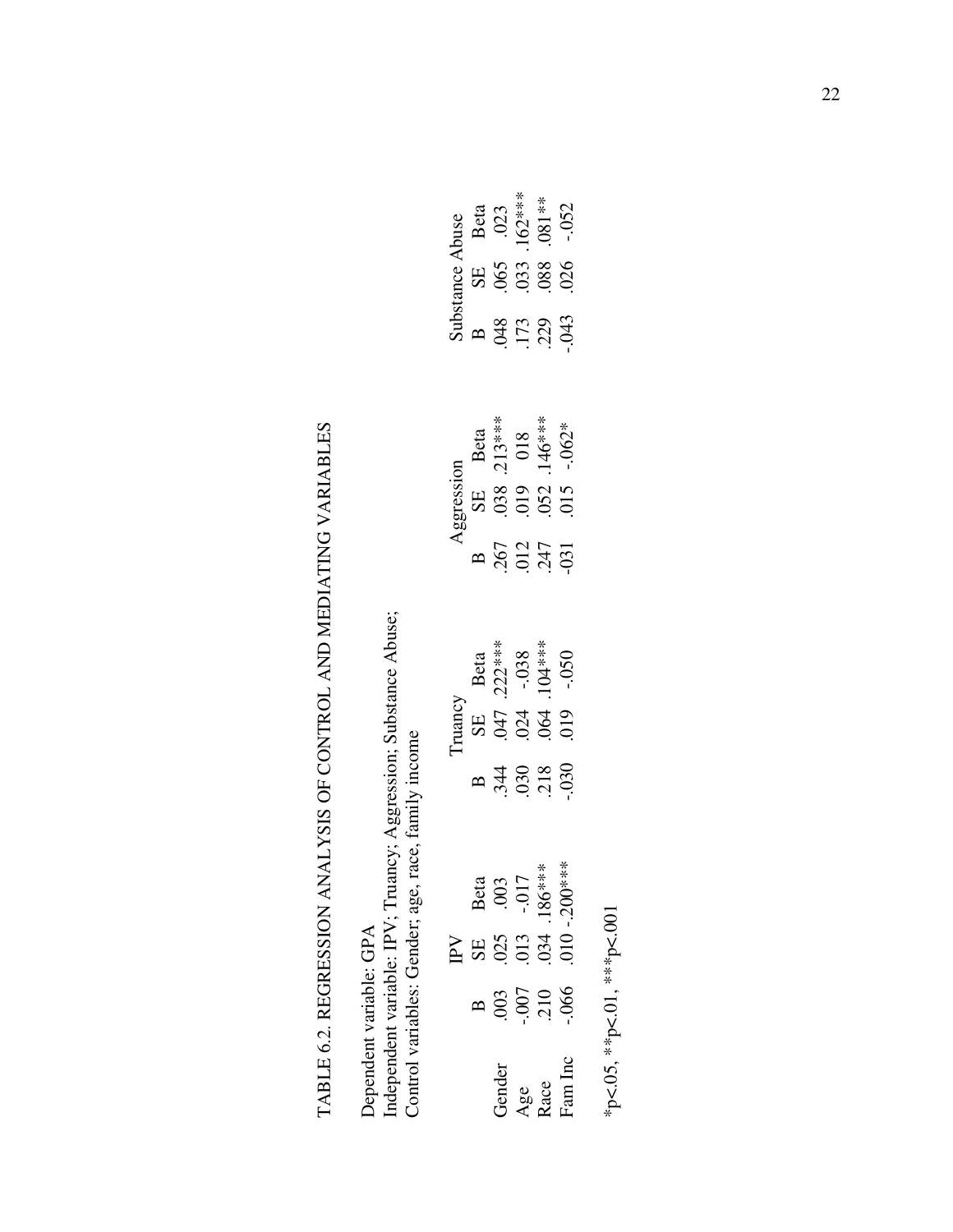TABLE 6.2. REGRESSION ANALYSIS OF CONTROL AND MEDIATING VARIABLES

Dependent variable: GPA
Independent variable: IPV; Truancy; Aggression; Substance Abuse;
Control variables: Gender; age, race, family income

| | IPV | | | Truancy | | | Aggression | | | Substance Abuse | | |
|---|---|---|---|---|---|---|---|---|---|---|---|---|
| | B | SE | Beta | B | SE | Beta | B | SE | Beta | B | SE | Beta |
| Gender | .003 | .025 | .003 | .344 | .047 | .222*** | .267 | .038 | .213*** | .048 | .065 | .023 |
| Age | -.007 | .013 | -.017 | .030 | .024 | -.038 | .012 | .019 | 018 | .173 | .033 | .162*** |
| Race | .210 | .034 | .186*** | .218 | .064 | .104*** | .247 | .052 | .146*** | .229 | .088 | .081** |
| Fam Inc | -.066 | .010 | -.200*** | -.030 | .019 | -.050 | -031 | .015 | -.062* | -.043 | .026 | -.052 |

*p<.05, **p<.01, ***p<.001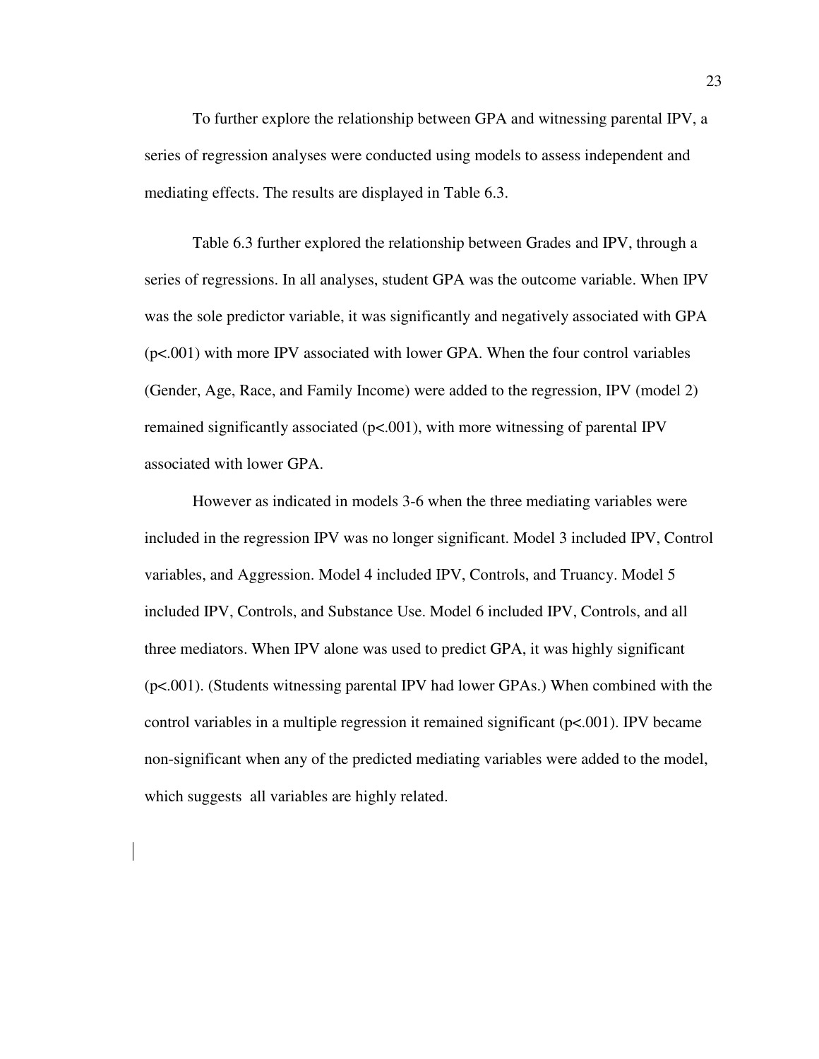To further explore the relationship between GPA and witnessing parental IPV, a series of regression analyses were conducted using models to assess independent and mediating effects. The results are displayed in Table 6.3.

Table 6.3 further explored the relationship between Grades and IPV, through a series of regressions. In all analyses, student GPA was the outcome variable. When IPV was the sole predictor variable, it was significantly and negatively associated with GPA ($p<.001$) with more IPV associated with lower GPA. When the four control variables (Gender, Age, Race, and Family Income) were added to the regression, IPV (model 2) remained significantly associated ($p<.001$), with more witnessing of parental IPV associated with lower GPA.

However as indicated in models 3-6 when the three mediating variables were included in the regression IPV was no longer significant. Model 3 included IPV, Control variables, and Aggression. Model 4 included IPV, Controls, and Truancy. Model 5 included IPV, Controls, and Substance Use. Model 6 included IPV, Controls, and all three mediators. When IPV alone was used to predict GPA, it was highly significant ($p<.001$). (Students witnessing parental IPV had lower GPAs.) When combined with the control variables in a multiple regression it remained significant ($p<.001$). IPV became non-significant when any of the predicted mediating variables were added to the model, which suggests all variables are highly related.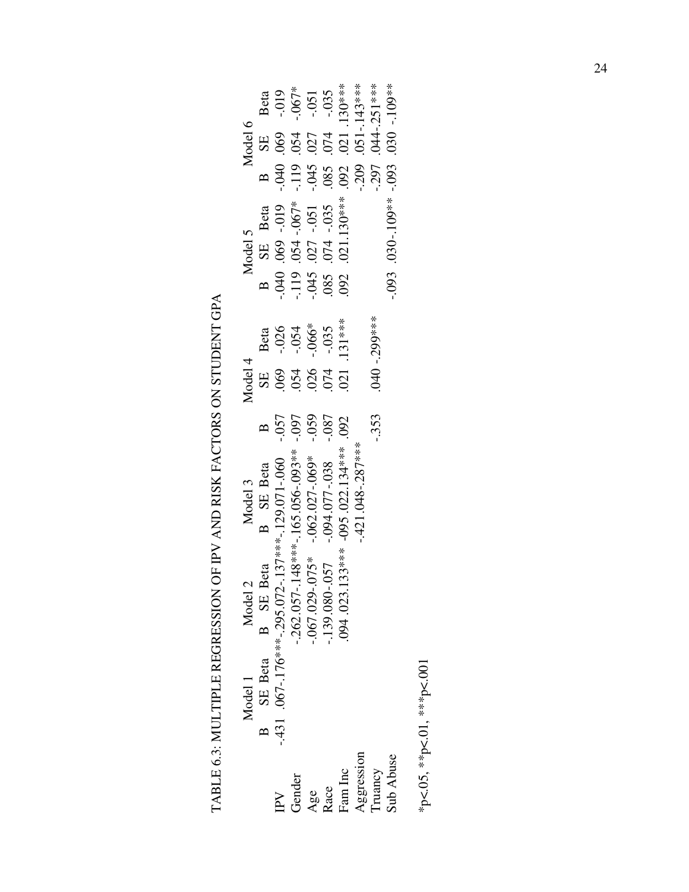TABLE 6.3: MULTIPLE REGRESSION OF IPV AND RISK FACTORS ON STUDENT GPA

| | Model 1 | | | Model 2 | | | Model 3 | | | Model 4 | | | Model 5 | | | Model 6 | | |
|---|---|---|---|---|---|---|---|---|---|---|---|---|---|---|---|---|---|---|
| | B | SE | Beta | B | SE | Beta | B | SE | Beta | B | SE | Beta | B | SE | Beta | B | SE | Beta |
| IPV | -.431 | .067 | -.176*** | -.295 | .072 | -.137*** | -.129 | .071 | -.060 | -.057 | .069 | -.026 | -.040 | .069 | -.019 | -.040 | .069 | -.019 |
| Gender | | | | -.262 | .057 | -.148*** | -.165 | .056 | -.093** | .097 | .054 | -.054 | -.119 | .054 | -.067* | -.119 | .054 | -.067* |
| Age | | | | -.067 | .029 | -.075* | -.062 | .027 | -.069* | .059 | .026 | -.066* | -.045 | .027 | -.051 | -.045 | .027 | -.051 |
| Race | | | | -.139 | .080 | -.057 | -.094 | .077 | -.038 | -.087 | .074 | -.035 | .085 | .074 | -.035 | .085 | .074 | -.035 |
| Fam Inc | | | | .094 | .023 | .133*** | -095 | .022 | .134*** | .092 | .021 | .131*** | .092 | .021 | .130*** | .092 | .021 | .130*** |
| Aggression | | | | | | | -.421 | .048 | -.287*** | | | | | | | -.209 | .051 | -.143*** |
| Truancy | | | | | | | | | | -.353 | .040 | -.299*** | | | | -.297 | .044 | -.251*** |
| Sub Abuse | | | | | | | | | | | | | -.093 | .030 | -.109** | -.093 | .030 | -.109** |

*p<.05, **p<.01, ***p<.001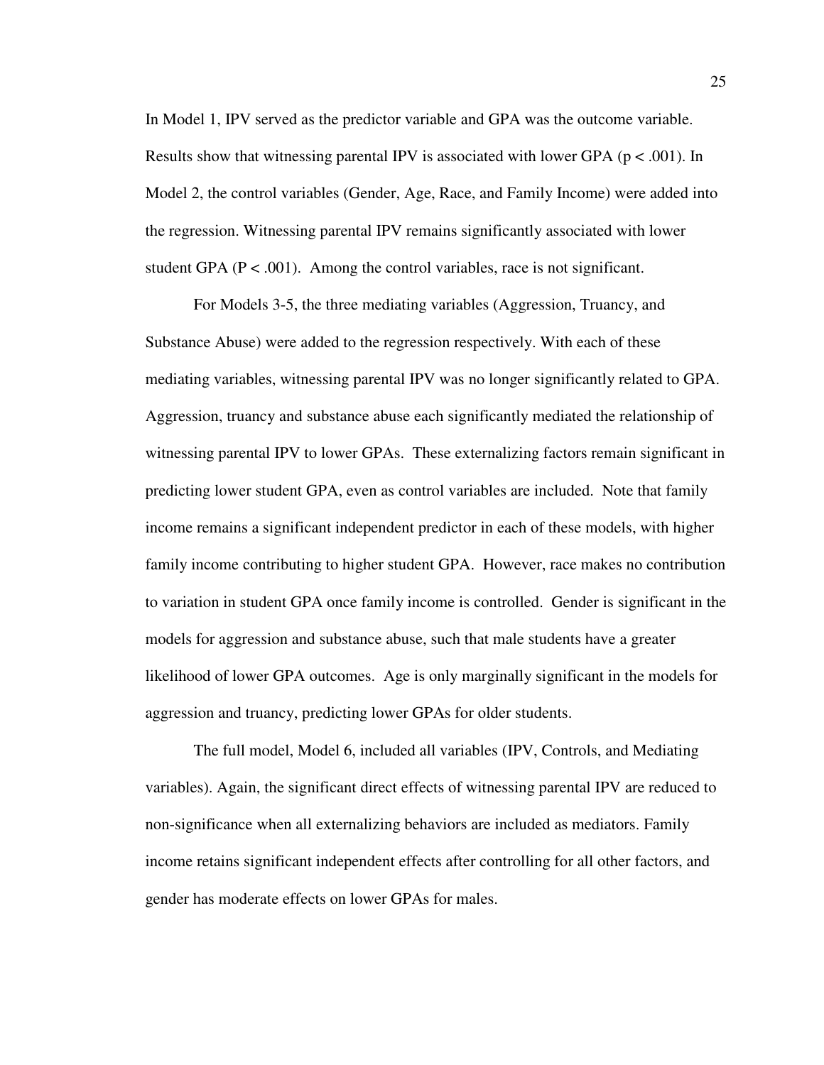In Model 1, IPV served as the predictor variable and GPA was the outcome variable. Results show that witnessing parental IPV is associated with lower GPA ($p < .001$). In Model 2, the control variables (Gender, Age, Race, and Family Income) were added into the regression. Witnessing parental IPV remains significantly associated with lower student GPA ($P < .001$). Among the control variables, race is not significant.

For Models 3-5, the three mediating variables (Aggression, Truancy, and Substance Abuse) were added to the regression respectively. With each of these mediating variables, witnessing parental IPV was no longer significantly related to GPA. Aggression, truancy and substance abuse each significantly mediated the relationship of witnessing parental IPV to lower GPAs. These externalizing factors remain significant in predicting lower student GPA, even as control variables are included. Note that family income remains a significant independent predictor in each of these models, with higher family income contributing to higher student GPA. However, race makes no contribution to variation in student GPA once family income is controlled. Gender is significant in the models for aggression and substance abuse, such that male students have a greater likelihood of lower GPA outcomes. Age is only marginally significant in the models for aggression and truancy, predicting lower GPAs for older students.

The full model, Model 6, included all variables (IPV, Controls, and Mediating variables). Again, the significant direct effects of witnessing parental IPV are reduced to non-significance when all externalizing behaviors are included as mediators. Family income retains significant independent effects after controlling for all other factors, and gender has moderate effects on lower GPAs for males.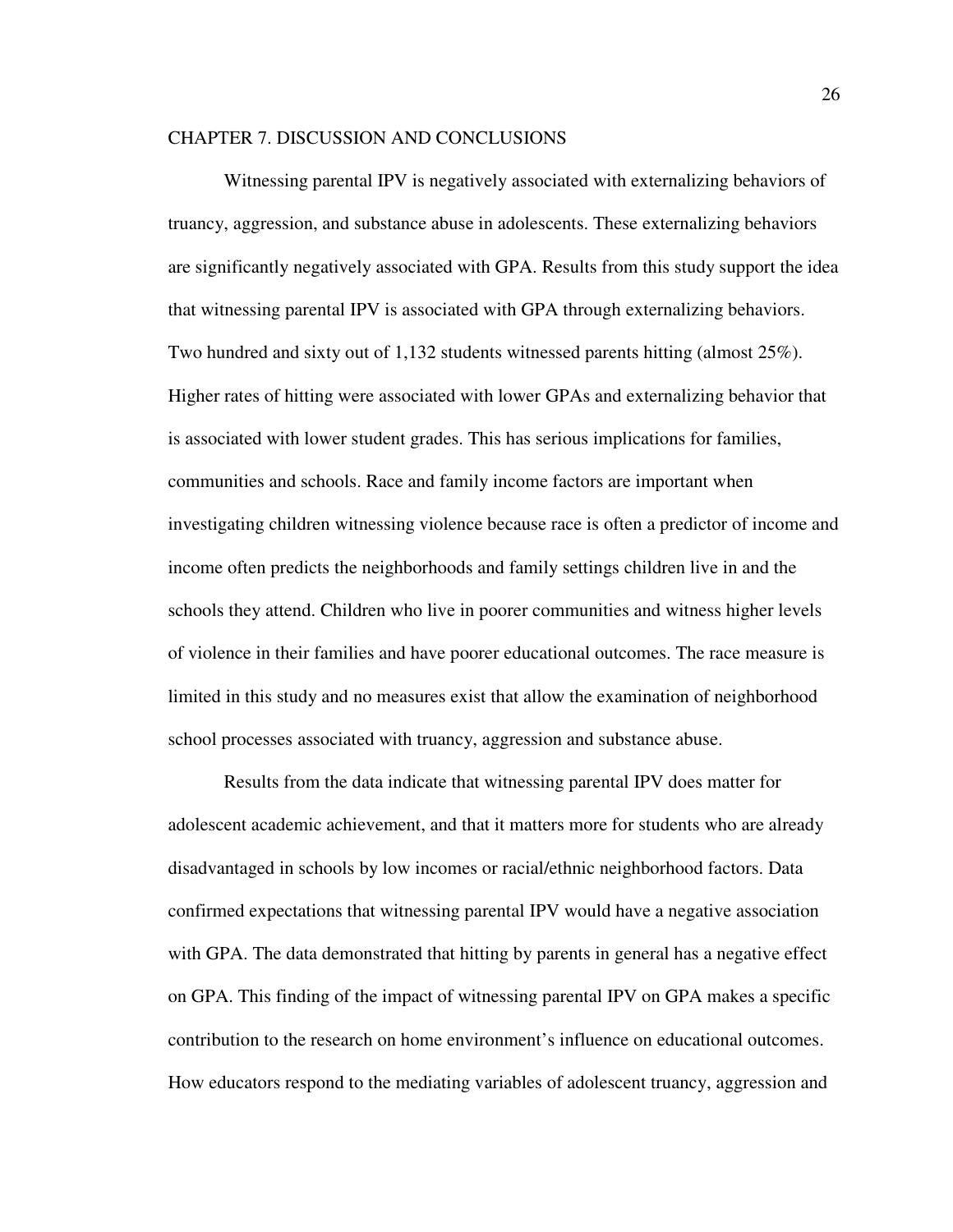# CHAPTER 7. DISCUSSION AND CONCLUSIONS

Witnessing parental IPV is negatively associated with externalizing behaviors of truancy, aggression, and substance abuse in adolescents. These externalizing behaviors are significantly negatively associated with GPA. Results from this study support the idea that witnessing parental IPV is associated with GPA through externalizing behaviors. Two hundred and sixty out of 1,132 students witnessed parents hitting (almost 25%). Higher rates of hitting were associated with lower GPAs and externalizing behavior that is associated with lower student grades. This has serious implications for families, communities and schools. Race and family income factors are important when investigating children witnessing violence because race is often a predictor of income and income often predicts the neighborhoods and family settings children live in and the schools they attend. Children who live in poorer communities and witness higher levels of violence in their families and have poorer educational outcomes. The race measure is limited in this study and no measures exist that allow the examination of neighborhood school processes associated with truancy, aggression and substance abuse.

Results from the data indicate that witnessing parental IPV does matter for adolescent academic achievement, and that it matters more for students who are already disadvantaged in schools by low incomes or racial/ethnic neighborhood factors. Data confirmed expectations that witnessing parental IPV would have a negative association with GPA. The data demonstrated that hitting by parents in general has a negative effect on GPA. This finding of the impact of witnessing parental IPV on GPA makes a specific contribution to the research on home environment's influence on educational outcomes. How educators respond to the mediating variables of adolescent truancy, aggression and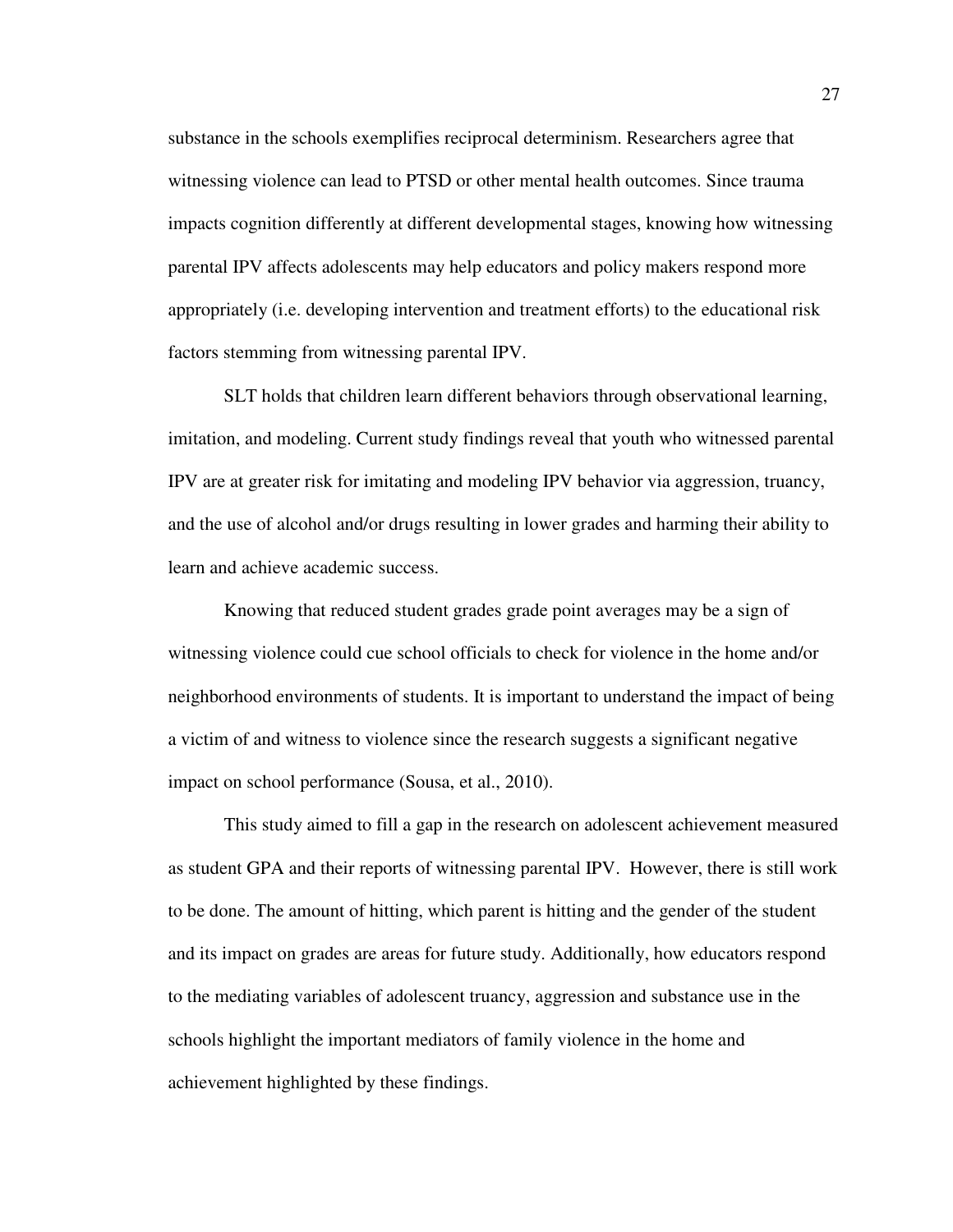substance in the schools exemplifies reciprocal determinism. Researchers agree that witnessing violence can lead to PTSD or other mental health outcomes. Since trauma impacts cognition differently at different developmental stages, knowing how witnessing parental IPV affects adolescents may help educators and policy makers respond more appropriately (i.e. developing intervention and treatment efforts) to the educational risk factors stemming from witnessing parental IPV.

SLT holds that children learn different behaviors through observational learning, imitation, and modeling. Current study findings reveal that youth who witnessed parental IPV are at greater risk for imitating and modeling IPV behavior via aggression, truancy, and the use of alcohol and/or drugs resulting in lower grades and harming their ability to learn and achieve academic success.

Knowing that reduced student grades grade point averages may be a sign of witnessing violence could cue school officials to check for violence in the home and/or neighborhood environments of students. It is important to understand the impact of being a victim of and witness to violence since the research suggests a significant negative impact on school performance (Sousa, et al., 2010).

This study aimed to fill a gap in the research on adolescent achievement measured as student GPA and their reports of witnessing parental IPV. However, there is still work to be done. The amount of hitting, which parent is hitting and the gender of the student and its impact on grades are areas for future study. Additionally, how educators respond to the mediating variables of adolescent truancy, aggression and substance use in the schools highlight the important mediators of family violence in the home and achievement highlighted by these findings.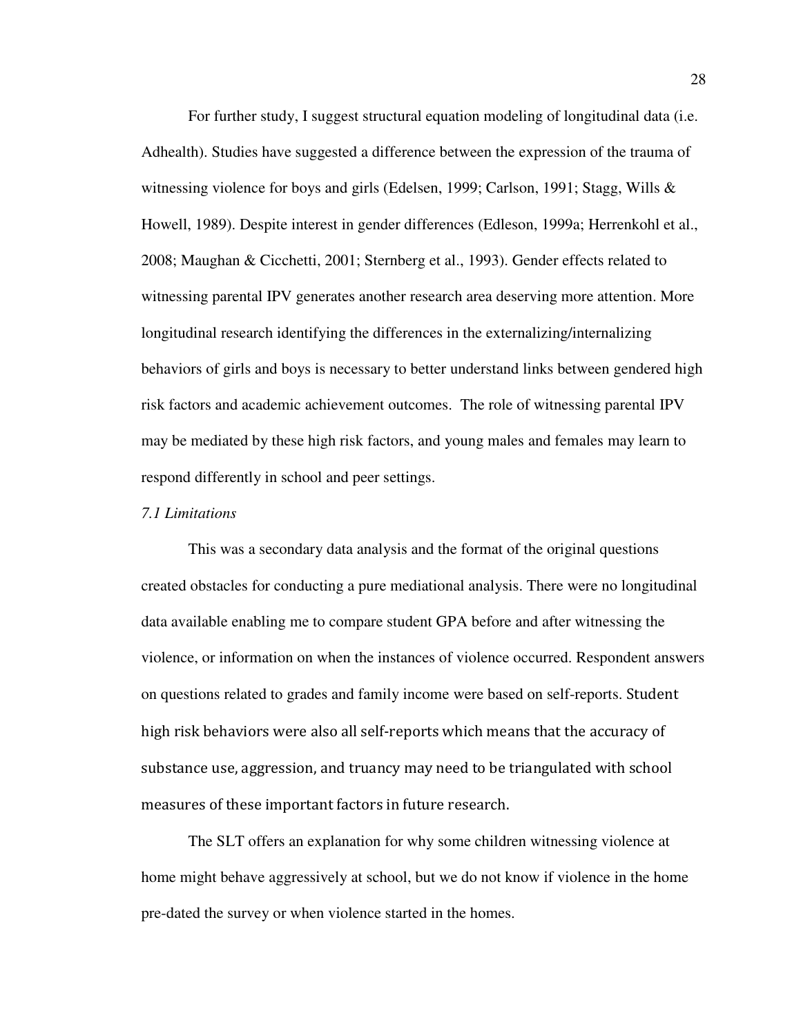For further study, I suggest structural equation modeling of longitudinal data (i.e. Adhealth). Studies have suggested a difference between the expression of the trauma of witnessing violence for boys and girls (Edelsen, 1999; Carlson, 1991; Stagg, Wills & Howell, 1989). Despite interest in gender differences (Edleson, 1999a; Herrenkohl et al., 2008; Maughan & Cicchetti, 2001; Sternberg et al., 1993). Gender effects related to witnessing parental IPV generates another research area deserving more attention. More longitudinal research identifying the differences in the externalizing/internalizing behaviors of girls and boys is necessary to better understand links between gendered high risk factors and academic achievement outcomes.  The role of witnessing parental IPV may be mediated by these high risk factors, and young males and females may learn to respond differently in school and peer settings.

*7.1 Limitations*

This was a secondary data analysis and the format of the original questions created obstacles for conducting a pure mediational analysis. There were no longitudinal data available enabling me to compare student GPA before and after witnessing the violence, or information on when the instances of violence occurred. Respondent answers on questions related to grades and family income were based on self-reports. Student high risk behaviors were also all self-reports which means that the accuracy of substance use, aggression, and truancy may need to be triangulated with school measures of these important factors in future research.

The SLT offers an explanation for why some children witnessing violence at home might behave aggressively at school, but we do not know if violence in the home pre-dated the survey or when violence started in the homes.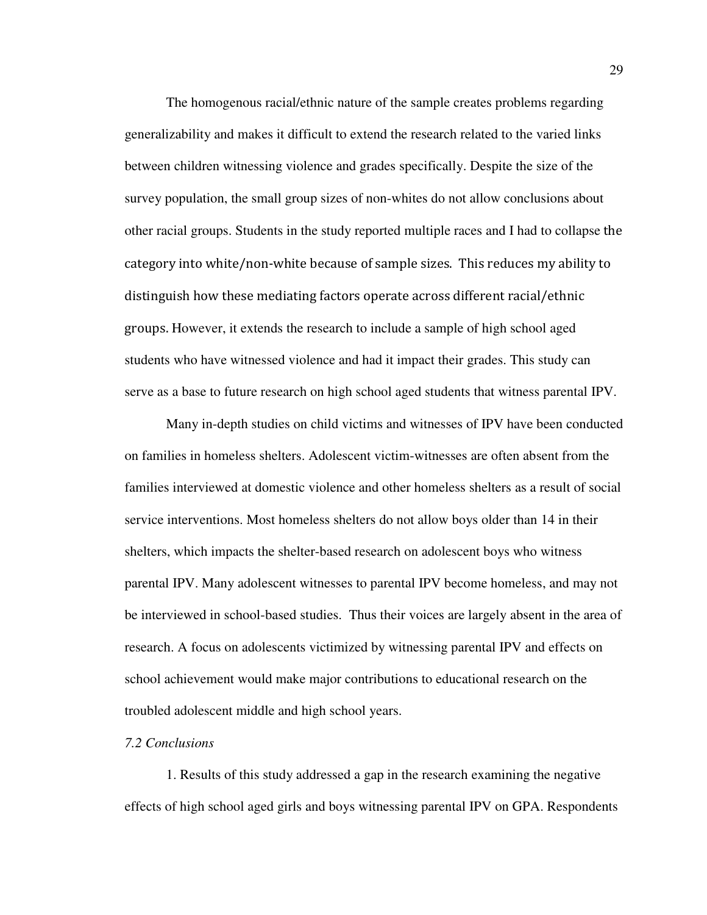The homogenous racial/ethnic nature of the sample creates problems regarding generalizability and makes it difficult to extend the research related to the varied links between children witnessing violence and grades specifically. Despite the size of the survey population, the small group sizes of non-whites do not allow conclusions about other racial groups. Students in the study reported multiple races and I had to collapse the category into white/non-white because of sample sizes. This reduces my ability to distinguish how these mediating factors operate across different racial/ethnic groups. However, it extends the research to include a sample of high school aged students who have witnessed violence and had it impact their grades. This study can serve as a base to future research on high school aged students that witness parental IPV.

Many in-depth studies on child victims and witnesses of IPV have been conducted on families in homeless shelters. Adolescent victim-witnesses are often absent from the families interviewed at domestic violence and other homeless shelters as a result of social service interventions. Most homeless shelters do not allow boys older than 14 in their shelters, which impacts the shelter-based research on adolescent boys who witness parental IPV. Many adolescent witnesses to parental IPV become homeless, and may not be interviewed in school-based studies. Thus their voices are largely absent in the area of research. A focus on adolescents victimized by witnessing parental IPV and effects on school achievement would make major contributions to educational research on the troubled adolescent middle and high school years.

*7.2 Conclusions*

1. Results of this study addressed a gap in the research examining the negative effects of high school aged girls and boys witnessing parental IPV on GPA. Respondents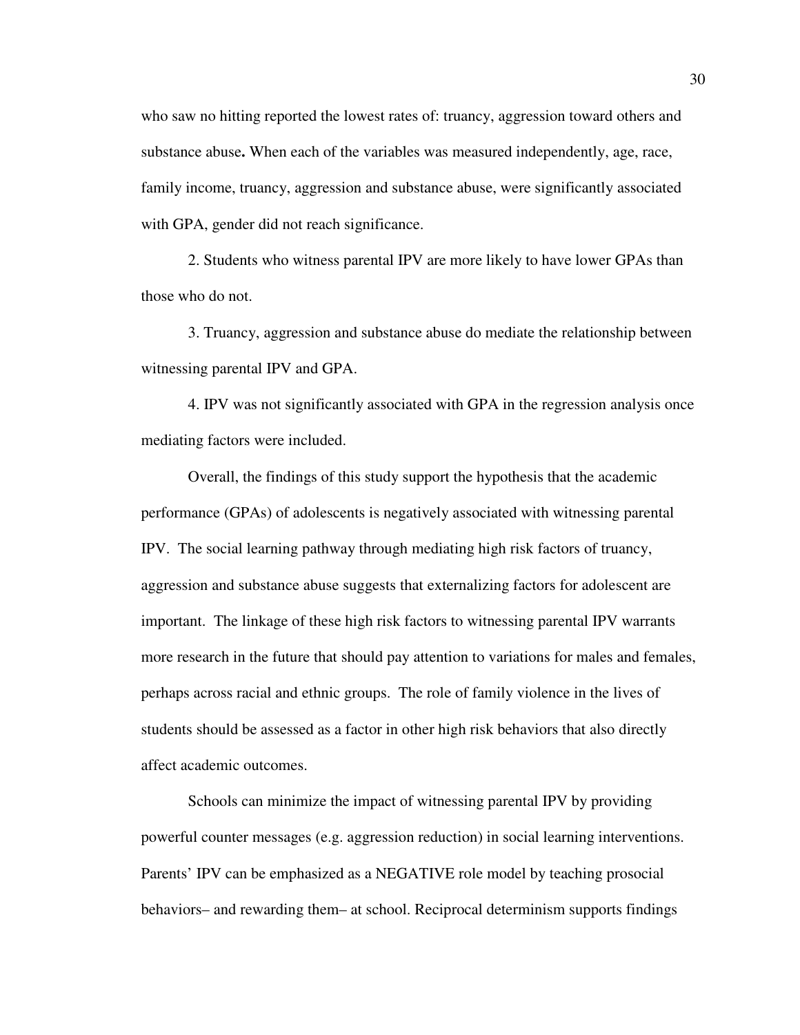who saw no hitting reported the lowest rates of: truancy, aggression toward others and substance abuse**.** When each of the variables was measured independently, age, race, family income, truancy, aggression and substance abuse, were significantly associated with GPA, gender did not reach significance.

2. Students who witness parental IPV are more likely to have lower GPAs than those who do not.

3. Truancy, aggression and substance abuse do mediate the relationship between witnessing parental IPV and GPA.

4. IPV was not significantly associated with GPA in the regression analysis once mediating factors were included.

Overall, the findings of this study support the hypothesis that the academic performance (GPAs) of adolescents is negatively associated with witnessing parental IPV. The social learning pathway through mediating high risk factors of truancy, aggression and substance abuse suggests that externalizing factors for adolescent are important. The linkage of these high risk factors to witnessing parental IPV warrants more research in the future that should pay attention to variations for males and females, perhaps across racial and ethnic groups. The role of family violence in the lives of students should be assessed as a factor in other high risk behaviors that also directly affect academic outcomes.

Schools can minimize the impact of witnessing parental IPV by providing powerful counter messages (e.g. aggression reduction) in social learning interventions. Parents' IPV can be emphasized as a NEGATIVE role model by teaching prosocial behaviors– and rewarding them– at school. Reciprocal determinism supports findings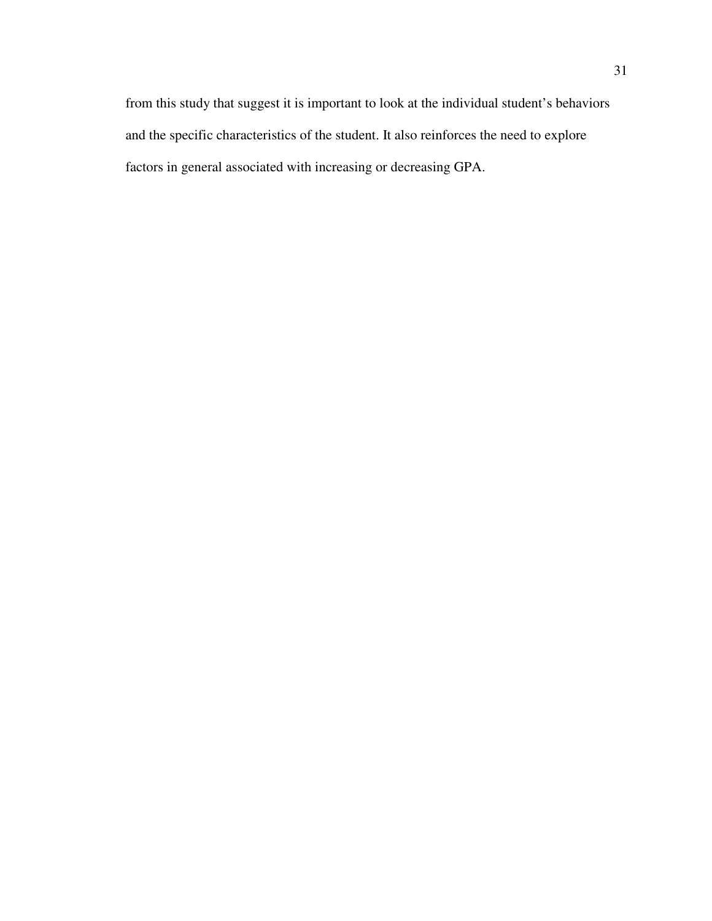from this study that suggest it is important to look at the individual student's behaviors and the specific characteristics of the student. It also reinforces the need to explore factors in general associated with increasing or decreasing GPA.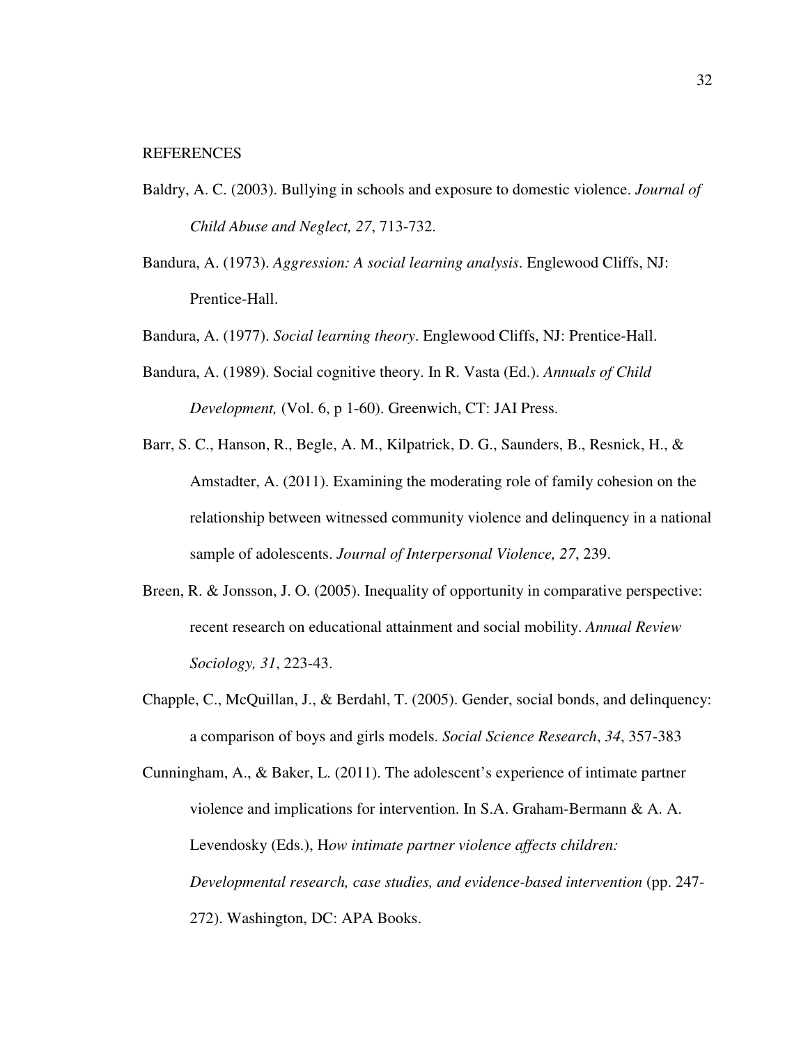# REFERENCES

Baldry, A. C. (2003). Bullying in schools and exposure to domestic violence. *Journal of Child Abuse and Neglect, 27*, 713-732.

Bandura, A. (1973). *Aggression: A social learning analysis*. Englewood Cliffs, NJ: Prentice-Hall.

Bandura, A. (1977). *Social learning theory*. Englewood Cliffs, NJ: Prentice-Hall.

Bandura, A. (1989). Social cognitive theory. In R. Vasta (Ed.). *Annuals of Child Development,* (Vol. 6, p 1-60). Greenwich, CT: JAI Press.

Barr, S. C., Hanson, R., Begle, A. M., Kilpatrick, D. G., Saunders, B., Resnick, H., & Amstadter, A. (2011). Examining the moderating role of family cohesion on the relationship between witnessed community violence and delinquency in a national sample of adolescents. *Journal of Interpersonal Violence, 27*, 239.

Breen, R. & Jonsson, J. O. (2005). Inequality of opportunity in comparative perspective: recent research on educational attainment and social mobility. *Annual Review Sociology, 31*, 223-43.

Chapple, C., McQuillan, J., & Berdahl, T. (2005). Gender, social bonds, and delinquency: a comparison of boys and girls models. *Social Science Research*, *34*, 357-383

Cunningham, A., & Baker, L. (2011). The adolescent's experience of intimate partner violence and implications for intervention. In S.A. Graham-Bermann & A. A. Levendosky (Eds.), H*ow intimate partner violence affects children: Developmental research, case studies, and evidence-based intervention* (pp. 247-272). Washington, DC: APA Books.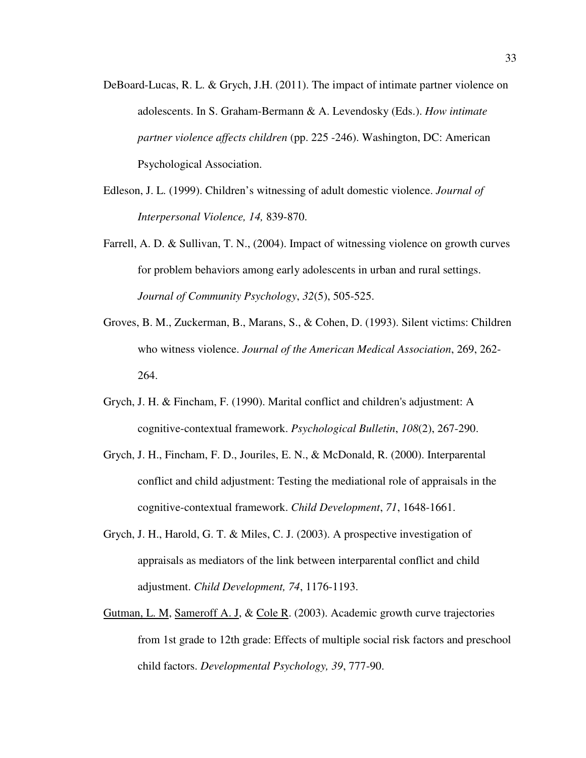DeBoard-Lucas, R. L. & Grych, J.H. (2011). The impact of intimate partner violence on adolescents. In S. Graham-Bermann & A. Levendosky (Eds.). *How intimate partner violence affects children* (pp. 225 -246). Washington, DC: American Psychological Association.

Edleson, J. L. (1999). Children's witnessing of adult domestic violence. *Journal of Interpersonal Violence, 14,* 839-870.

Farrell, A. D. & Sullivan, T. N., (2004). Impact of witnessing violence on growth curves for problem behaviors among early adolescents in urban and rural settings. *Journal of Community Psychology*, *32*(5), 505-525.

Groves, B. M., Zuckerman, B., Marans, S., & Cohen, D. (1993). Silent victims: Children who witness violence. *Journal of the American Medical Association*, 269, 262-264.

Grych, J. H. & Fincham, F. (1990). Marital conflict and children's adjustment: A cognitive-contextual framework. *Psychological Bulletin*, *108*(2), 267-290.

Grych, J. H., Fincham, F. D., Jouriles, E. N., & McDonald, R. (2000). Interparental conflict and child adjustment: Testing the mediational role of appraisals in the cognitive-contextual framework. *Child Development*, *71*, 1648-1661.

Grych, J. H., Harold, G. T. & Miles, C. J. (2003). A prospective investigation of appraisals as mediators of the link between interparental conflict and child adjustment. *Child Development, 74*, 1176-1193.

Gutman, L. M, Sameroff A. J, & Cole R. (2003). Academic growth curve trajectories from 1st grade to 12th grade: Effects of multiple social risk factors and preschool child factors. *Developmental Psychology, 39*, 777-90.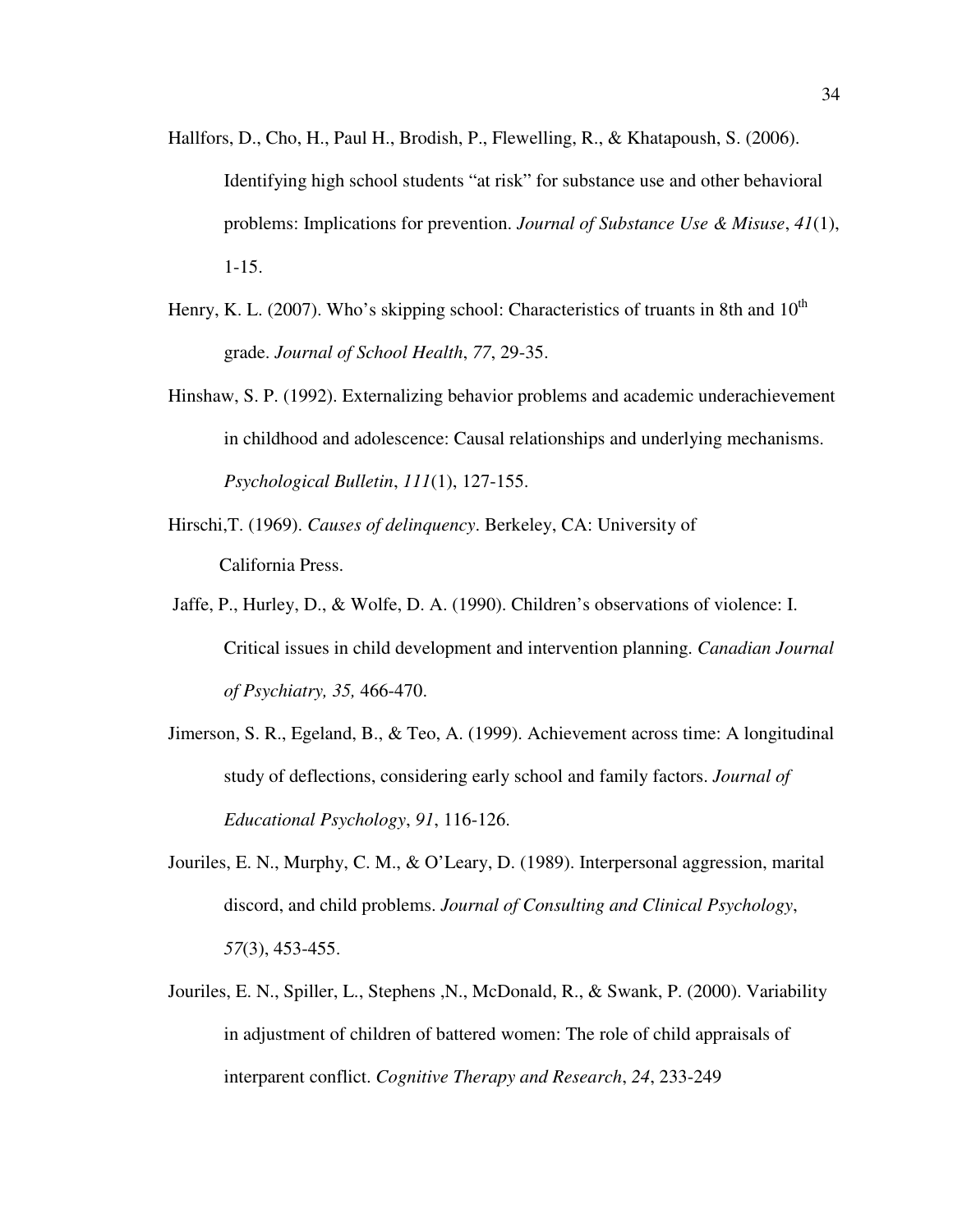Hallfors, D., Cho, H., Paul H., Brodish, P., Flewelling, R., & Khatapoush, S. (2006). Identifying high school students "at risk" for substance use and other behavioral problems: Implications for prevention. *Journal of Substance Use & Misuse*, *41*(1), 1-15.

Henry, K. L. (2007). Who's skipping school: Characteristics of truants in 8th and 10th grade. *Journal of School Health*, *77*, 29-35.

Hinshaw, S. P. (1992). Externalizing behavior problems and academic underachievement in childhood and adolescence: Causal relationships and underlying mechanisms. *Psychological Bulletin*, *111*(1), 127-155.

Hirschi,T. (1969). *Causes of delinquency*. Berkeley, CA: University of California Press.

Jaffe, P., Hurley, D., & Wolfe, D. A. (1990). Children's observations of violence: I. Critical issues in child development and intervention planning. *Canadian Journal of Psychiatry, 35,* 466-470.

Jimerson, S. R., Egeland, B., & Teo, A. (1999). Achievement across time: A longitudinal study of deflections, considering early school and family factors. *Journal of Educational Psychology*, *91*, 116-126.

Jouriles, E. N., Murphy, C. M., & O'Leary, D. (1989). Interpersonal aggression, marital discord, and child problems. *Journal of Consulting and Clinical Psychology*, *57*(3), 453-455.

Jouriles, E. N., Spiller, L., Stephens ,N., McDonald, R., & Swank, P. (2000). Variability in adjustment of children of battered women: The role of child appraisals of interparent conflict. *Cognitive Therapy and Research*, *24*, 233-249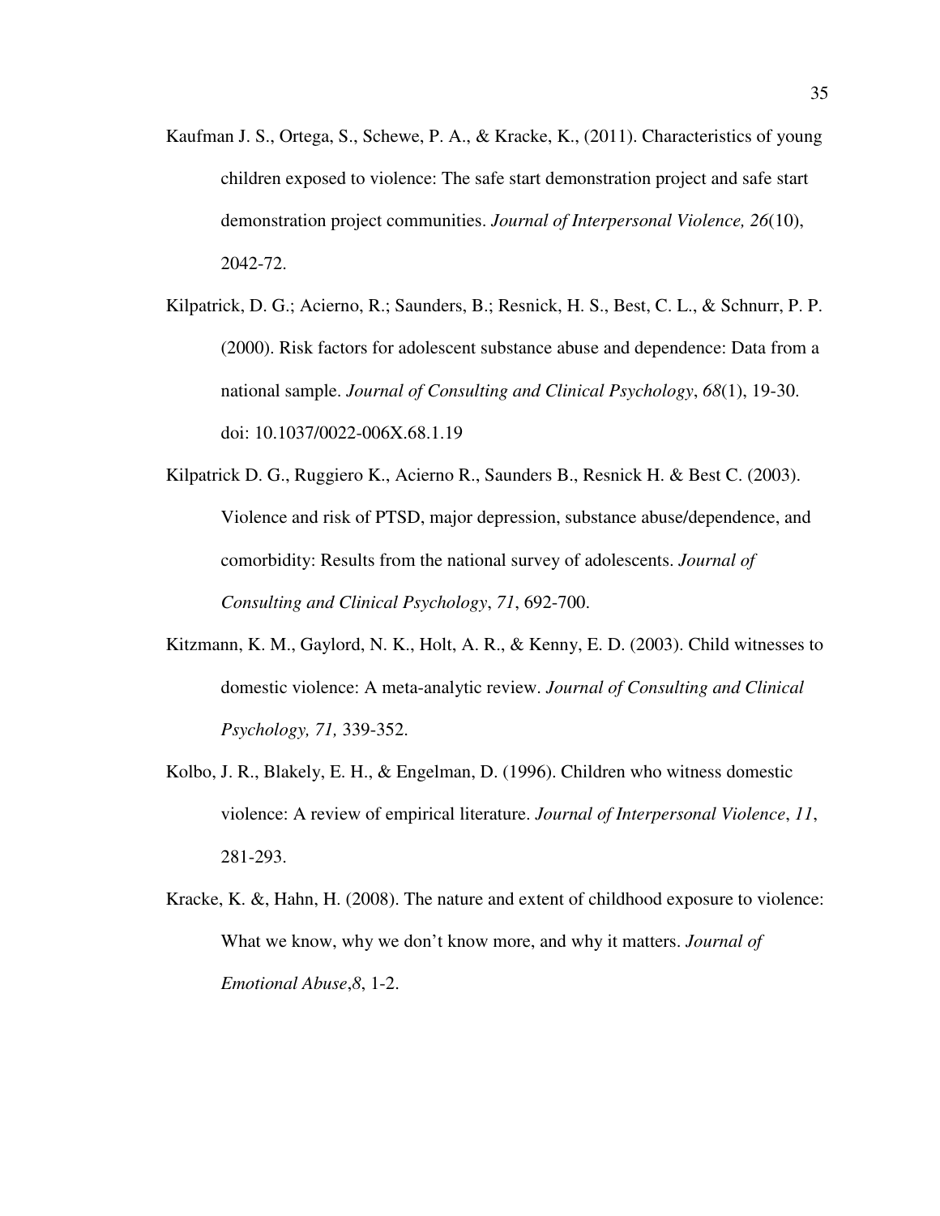Kaufman J. S., Ortega, S., Schewe, P. A., & Kracke, K., (2011). Characteristics of young children exposed to violence: The safe start demonstration project and safe start demonstration project communities. *Journal of Interpersonal Violence, 26*(10), 2042-72.

Kilpatrick, D. G.; Acierno, R.; Saunders, B.; Resnick, H. S., Best, C. L., & Schnurr, P. P. (2000). Risk factors for adolescent substance abuse and dependence: Data from a national sample. *Journal of Consulting and Clinical Psychology*, *68*(1), 19-30. doi: 10.1037/0022-006X.68.1.19

Kilpatrick D. G., Ruggiero K., Acierno R., Saunders B., Resnick H. & Best C. (2003). Violence and risk of PTSD, major depression, substance abuse/dependence, and comorbidity: Results from the national survey of adolescents. *Journal of Consulting and Clinical Psychology*, *71*, 692-700.

Kitzmann, K. M., Gaylord, N. K., Holt, A. R., & Kenny, E. D. (2003). Child witnesses to domestic violence: A meta-analytic review. *Journal of Consulting and Clinical Psychology, 71,* 339-352.

Kolbo, J. R., Blakely, E. H., & Engelman, D. (1996). Children who witness domestic violence: A review of empirical literature. *Journal of Interpersonal Violence*, *11*, 281-293.

Kracke, K. &, Hahn, H. (2008). The nature and extent of childhood exposure to violence: What we know, why we don't know more, and why it matters. *Journal of Emotional Abuse*,*8*, 1-2.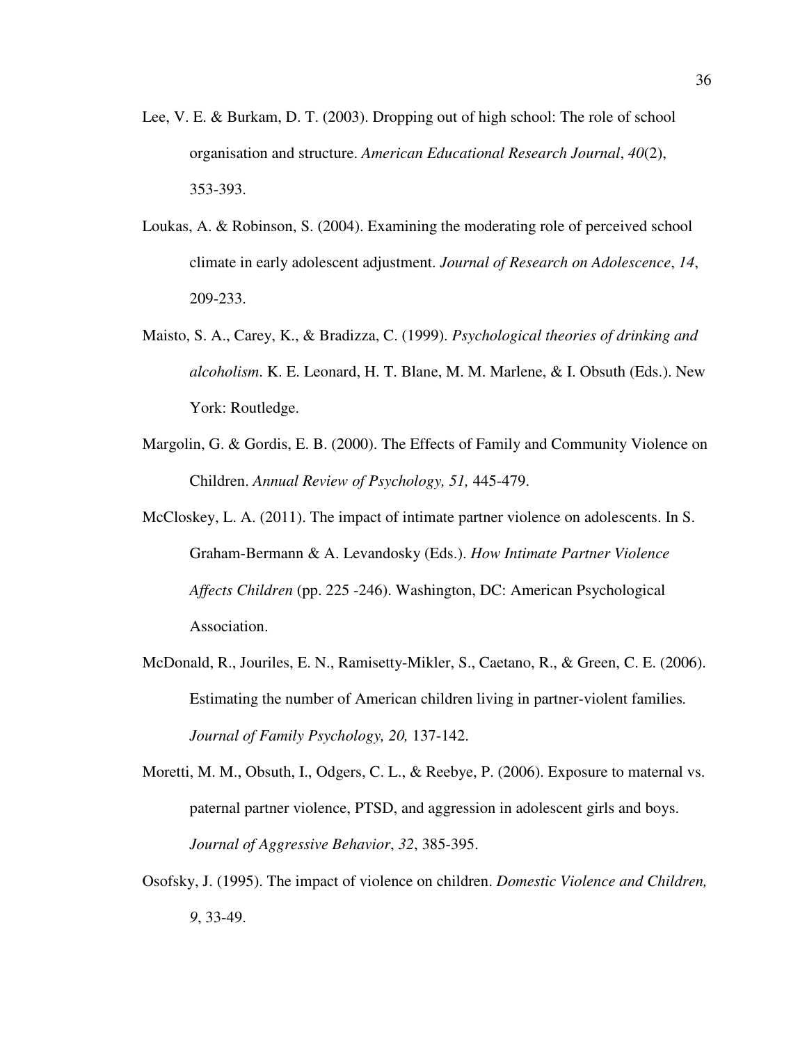Lee, V. E. & Burkam, D. T. (2003). Dropping out of high school: The role of school organisation and structure. *American Educational Research Journal*, *40*(2), 353-393.

Loukas, A. & Robinson, S. (2004). Examining the moderating role of perceived school climate in early adolescent adjustment. *Journal of Research on Adolescence*, *14*, 209-233.

Maisto, S. A., Carey, K., & Bradizza, C. (1999). *Psychological theories of drinking and alcoholism.* K. E. Leonard, H. T. Blane, M. M. Marlene, & I. Obsuth (Eds.). New York: Routledge.

Margolin, G. & Gordis, E. B. (2000). The Effects of Family and Community Violence on Children. *Annual Review of Psychology, 51,* 445-479.

McCloskey, L. A. (2011). The impact of intimate partner violence on adolescents. In S. Graham-Bermann & A. Levandosky (Eds.). *How Intimate Partner Violence Affects Children* (pp. 225 -246). Washington, DC: American Psychological Association.

McDonald, R., Jouriles, E. N., Ramisetty-Mikler, S., Caetano, R., & Green, C. E. (2006). Estimating the number of American children living in partner-violent families. *Journal of Family Psychology, 20,* 137-142.

Moretti, M. M., Obsuth, I., Odgers, C. L., & Reebye, P. (2006). Exposure to maternal vs. paternal partner violence, PTSD, and aggression in adolescent girls and boys. *Journal of Aggressive Behavior*, *32*, 385-395.

Osofsky, J. (1995). The impact of violence on children. *Domestic Violence and Children, 9*, 33-49.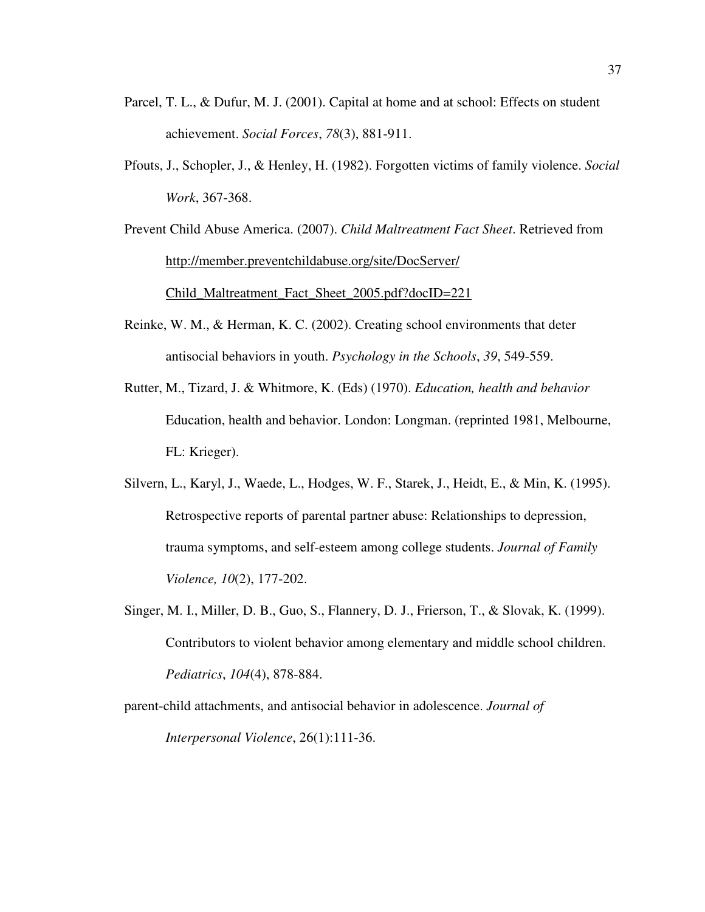Parcel, T. L., & Dufur, M. J. (2001). Capital at home and at school: Effects on student achievement. *Social Forces*, *78*(3), 881-911.

Pfouts, J., Schopler, J., & Henley, H. (1982). Forgotten victims of family violence. *Social Work*, 367-368.

Prevent Child Abuse America. (2007). *Child Maltreatment Fact Sheet*. Retrieved from http://member.preventchildabuse.org/site/DocServer/Child_Maltreatment_Fact_Sheet_2005.pdf?docID=221

Reinke, W. M., & Herman, K. C. (2002). Creating school environments that deter antisocial behaviors in youth. *Psychology in the Schools*, *39*, 549-559.

Rutter, M., Tizard, J. & Whitmore, K. (Eds) (1970). *Education, health and behavior* Education, health and behavior. London: Longman. (reprinted 1981, Melbourne, FL: Krieger).

Silvern, L., Karyl, J., Waede, L., Hodges, W. F., Starek, J., Heidt, E., & Min, K. (1995). Retrospective reports of parental partner abuse: Relationships to depression, trauma symptoms, and self-esteem among college students. *Journal of Family Violence, 10*(2), 177-202.

Singer, M. I., Miller, D. B., Guo, S., Flannery, D. J., Frierson, T., & Slovak, K. (1999). Contributors to violent behavior among elementary and middle school children. *Pediatrics*, *104*(4), 878-884.

parent-child attachments, and antisocial behavior in adolescence. *Journal of Interpersonal Violence*, 26(1):111-36.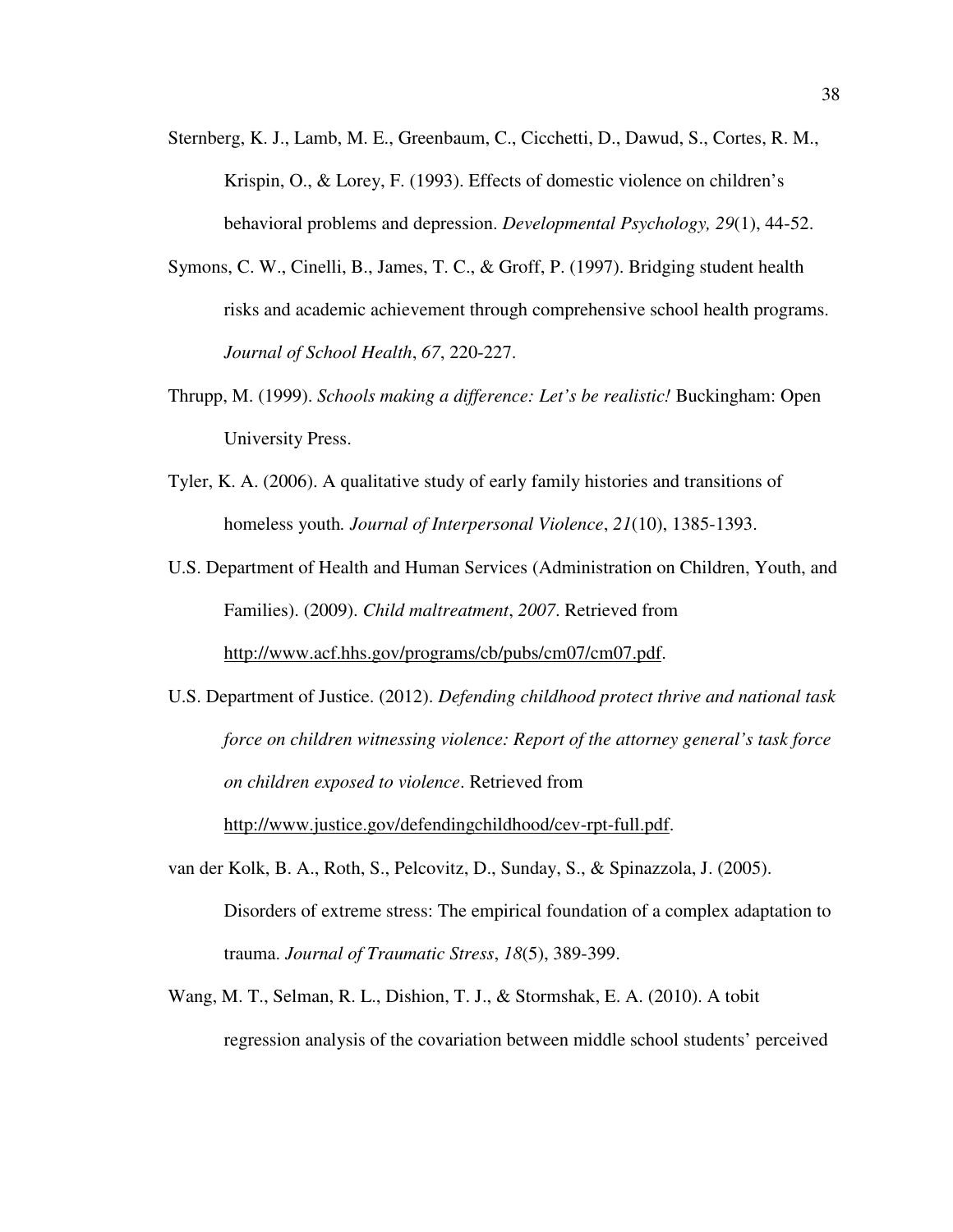Sternberg, K. J., Lamb, M. E., Greenbaum, C., Cicchetti, D., Dawud, S., Cortes, R. M., Krispin, O., & Lorey, F. (1993). Effects of domestic violence on children's behavioral problems and depression. *Developmental Psychology, 29*(1), 44-52.

Symons, C. W., Cinelli, B., James, T. C., & Groff, P. (1997). Bridging student health risks and academic achievement through comprehensive school health programs. *Journal of School Health*, *67*, 220-227.

Thrupp, M. (1999). *Schools making a difference: Let's be realistic!* Buckingham: Open University Press.

Tyler, K. A. (2006). A qualitative study of early family histories and transitions of homeless youth*. Journal of Interpersonal Violence*, *21*(10), 1385-1393.

U.S. Department of Health and Human Services (Administration on Children, Youth, and Families). (2009). *Child maltreatment*, *2007*. Retrieved from http://www.acf.hhs.gov/programs/cb/pubs/cm07/cm07.pdf.

U.S. Department of Justice. (2012). *Defending childhood protect thrive and national task force on children witnessing violence: Report of the attorney general's task force on children exposed to violence*. Retrieved from http://www.justice.gov/defendingchildhood/cev-rpt-full.pdf.

van der Kolk, B. A., Roth, S., Pelcovitz, D., Sunday, S., & Spinazzola, J. (2005). Disorders of extreme stress: The empirical foundation of a complex adaptation to trauma. *Journal of Traumatic Stress*, *18*(5), 389-399.

Wang, M. T., Selman, R. L., Dishion, T. J., & Stormshak, E. A. (2010). A tobit regression analysis of the covariation between middle school students' perceived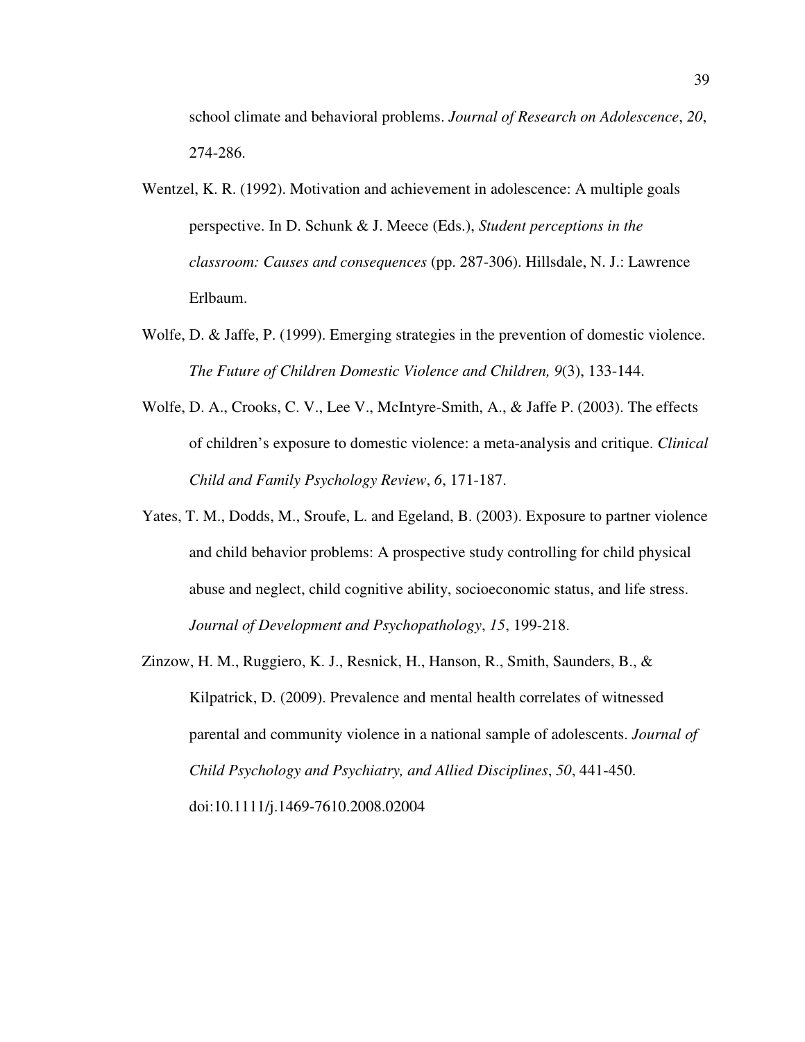school climate and behavioral problems. *Journal of Research on Adolescence*, *20*, 274-286.

Wentzel, K. R. (1992). Motivation and achievement in adolescence: A multiple goals perspective. In D. Schunk & J. Meece (Eds.), *Student perceptions in the classroom: Causes and consequences* (pp. 287-306). Hillsdale, N. J.: Lawrence Erlbaum.

Wolfe, D. & Jaffe, P. (1999). Emerging strategies in the prevention of domestic violence. *The Future of Children Domestic Violence and Children, 9*(3), 133-144.

Wolfe, D. A., Crooks, C. V., Lee V., McIntyre-Smith, A., & Jaffe P. (2003). The effects of children's exposure to domestic violence: a meta-analysis and critique. *Clinical Child and Family Psychology Review*, *6*, 171-187.

Yates, T. M., Dodds, M., Sroufe, L. and Egeland, B. (2003). Exposure to partner violence and child behavior problems: A prospective study controlling for child physical abuse and neglect, child cognitive ability, socioeconomic status, and life stress. *Journal of Development and Psychopathology*, *15*, 199-218.

Zinzow, H. M., Ruggiero, K. J., Resnick, H., Hanson, R., Smith, Saunders, B., & Kilpatrick, D. (2009). Prevalence and mental health correlates of witnessed parental and community violence in a national sample of adolescents. *Journal of Child Psychology and Psychiatry, and Allied Disciplines*, *50*, 441-450. doi:10.1111/j.1469-7610.2008.02004